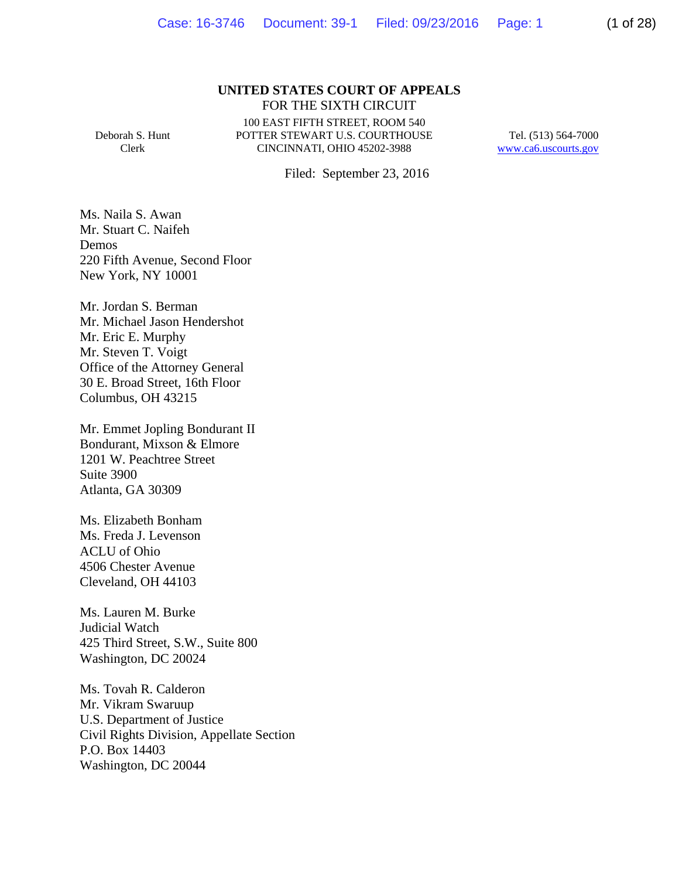**UNITED STATES COURT OF APPEALS**
FOR THE SIXTH CIRCUIT

Deborah S. Hunt
Clerk

100 EAST FIFTH STREET, ROOM 540
POTTER STEWART U.S. COURTHOUSE
CINCINNATI, OHIO 45202-3988

Tel. (513) 564-7000
www.ca6.uscourts.gov

Filed: September 23, 2016

Ms. Naila S. Awan
Mr. Stuart C. Naifeh
Demos
220 Fifth Avenue, Second Floor
New York, NY 10001

Mr. Jordan S. Berman
Mr. Michael Jason Hendershot
Mr. Eric E. Murphy
Mr. Steven T. Voigt
Office of the Attorney General
30 E. Broad Street, 16th Floor
Columbus, OH 43215

Mr. Emmet Jopling Bondurant II
Bondurant, Mixson & Elmore
1201 W. Peachtree Street
Suite 3900
Atlanta, GA 30309

Ms. Elizabeth Bonham
Ms. Freda J. Levenson
ACLU of Ohio
4506 Chester Avenue
Cleveland, OH 44103

Ms. Lauren M. Burke
Judicial Watch
425 Third Street, S.W., Suite 800
Washington, DC 20024

Ms. Tovah R. Calderon
Mr. Vikram Swaruup
U.S. Department of Justice
Civil Rights Division, Appellate Section
P.O. Box 14403
Washington, DC 20044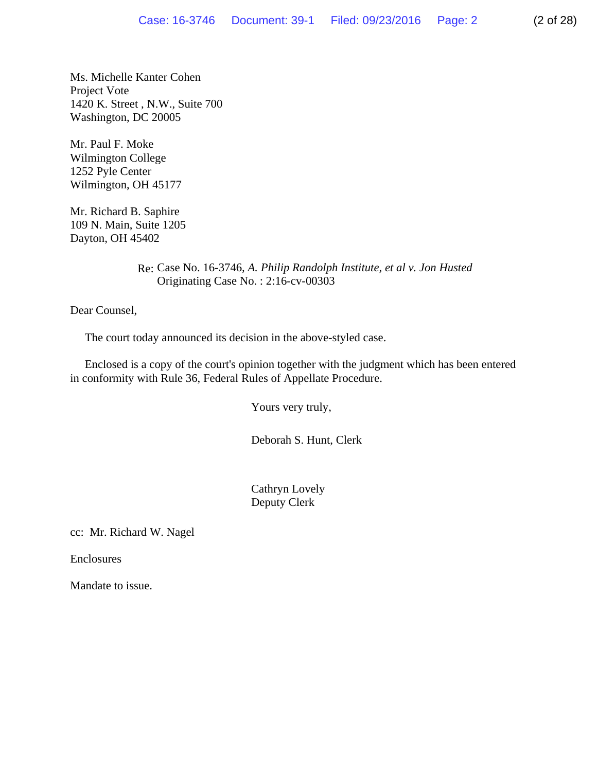Ms. Michelle Kanter Cohen
Project Vote
1420 K. Street , N.W., Suite 700
Washington, DC 20005

Mr. Paul F. Moke
Wilmington College
1252 Pyle Center
Wilmington, OH 45177

Mr. Richard B. Saphire
109 N. Main, Suite 1205
Dayton, OH 45402

Re: Case No. 16-3746, *A. Philip Randolph Institute, et al v. Jon Husted*
Originating Case No. : 2:16-cv-00303

Dear Counsel,

The court today announced its decision in the above-styled case.

Enclosed is a copy of the court's opinion together with the judgment which has been entered in conformity with Rule 36, Federal Rules of Appellate Procedure.

Yours very truly,

Deborah S. Hunt, Clerk

Cathryn Lovely
Deputy Clerk

cc: Mr. Richard W. Nagel

Enclosures

Mandate to issue.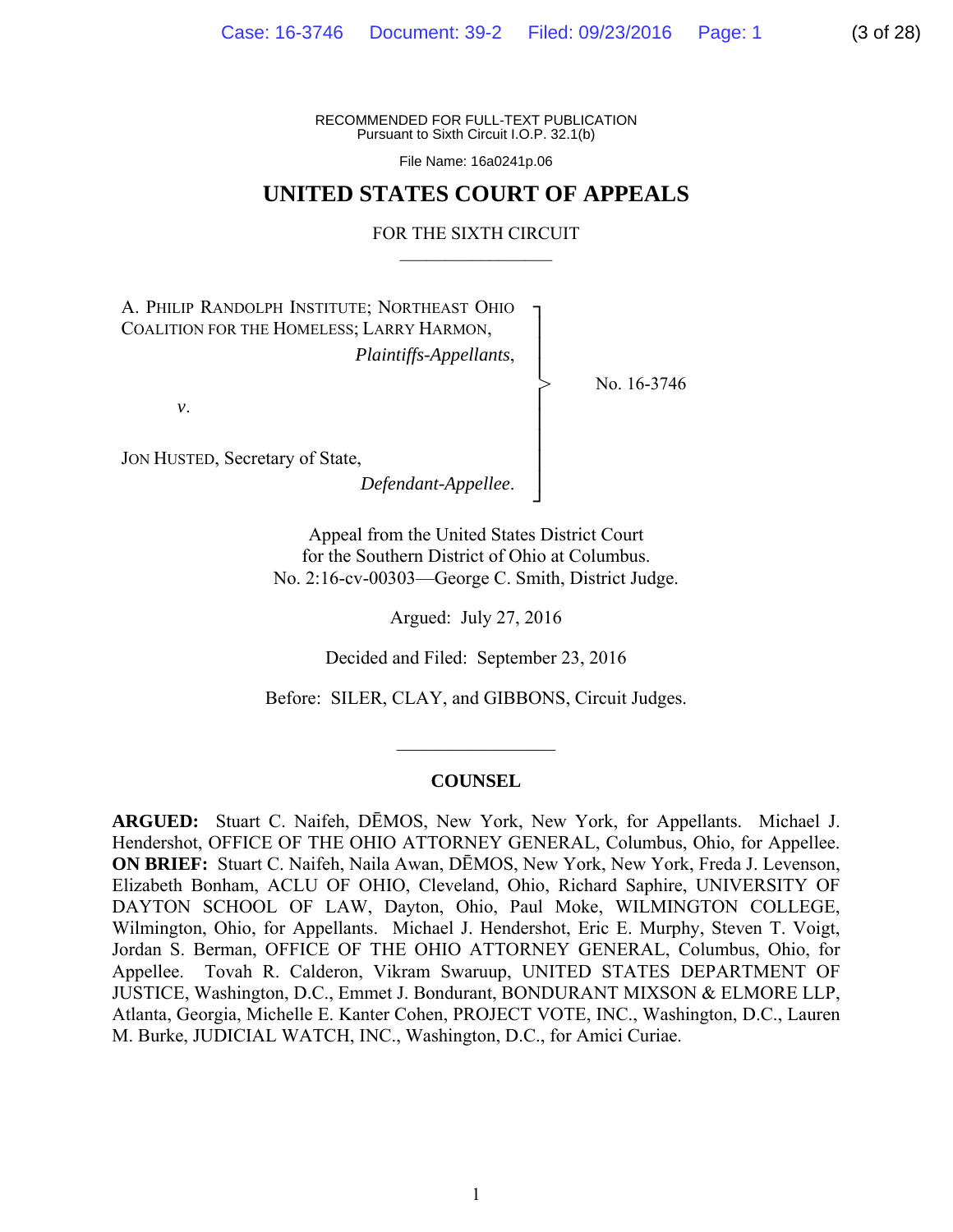RECOMMENDED FOR FULL-TEXT PUBLICATION
Pursuant to Sixth Circuit I.O.P. 32.1(b)

File Name: 16a0241p.06

# UNITED STATES COURT OF APPEALS

## FOR THE SIXTH CIRCUIT

---

A. PHILIP RANDOLPH INSTITUTE; NORTHEAST OHIO COALITION FOR THE HOMELESS; LARRY HARMON,
*Plaintiffs-Appellants*,

*v*.

JON HUSTED, Secretary of State,
*Defendant-Appellee*.

No. 16-3746

Appeal from the United States District Court
for the Southern District of Ohio at Columbus.
No. 2:16-cv-00303—George C. Smith, District Judge.

Argued: July 27, 2016

Decided and Filed: September 23, 2016

Before: SILER, CLAY, and GIBBONS, Circuit Judges.

---

**COUNSEL**

**ARGUED:** Stuart C. Naifeh, DĒMOS, New York, New York, for Appellants. Michael J. Hendershot, OFFICE OF THE OHIO ATTORNEY GENERAL, Columbus, Ohio, for Appellee. **ON BRIEF:** Stuart C. Naifeh, Naila Awan, DĒMOS, New York, New York, Freda J. Levenson, Elizabeth Bonham, ACLU OF OHIO, Cleveland, Ohio, Richard Saphire, UNIVERSITY OF DAYTON SCHOOL OF LAW, Dayton, Ohio, Paul Moke, WILMINGTON COLLEGE, Wilmington, Ohio, for Appellants. Michael J. Hendershot, Eric E. Murphy, Steven T. Voigt, Jordan S. Berman, OFFICE OF THE OHIO ATTORNEY GENERAL, Columbus, Ohio, for Appellee. Tovah R. Calderon, Vikram Swaruup, UNITED STATES DEPARTMENT OF JUSTICE, Washington, D.C., Emmet J. Bondurant, BONDURANT MIXSON & ELMORE LLP, Atlanta, Georgia, Michelle E. Kanter Cohen, PROJECT VOTE, INC., Washington, D.C., Lauren M. Burke, JUDICIAL WATCH, INC., Washington, D.C., for Amici Curiae.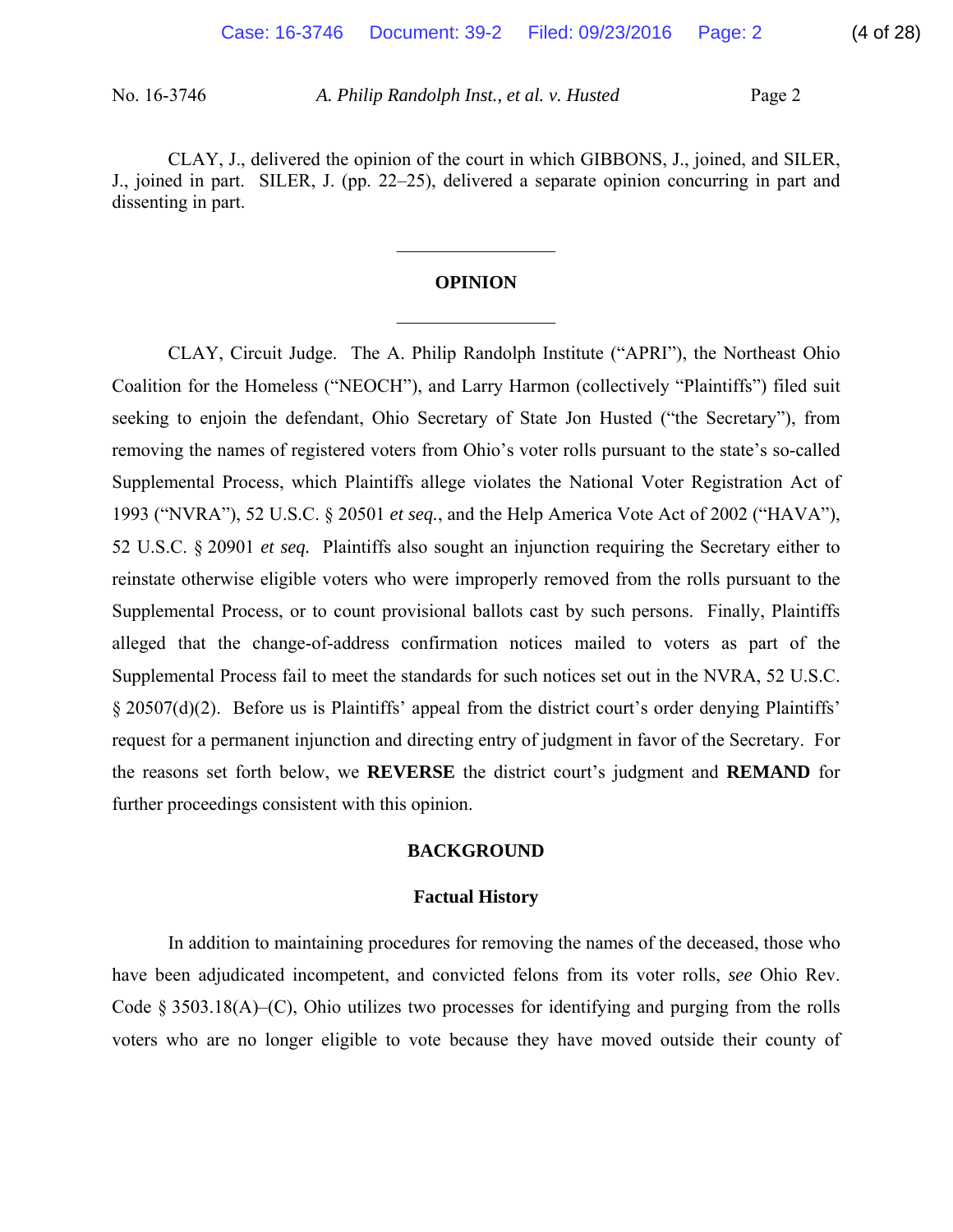CLAY, J., delivered the opinion of the court in which GIBBONS, J., joined, and SILER, J., joined in part. SILER, J. (pp. 22–25), delivered a separate opinion concurring in part and dissenting in part.

---

## OPINION

---

CLAY, Circuit Judge. The A. Philip Randolph Institute ("APRI"), the Northeast Ohio Coalition for the Homeless ("NEOCH"), and Larry Harmon (collectively "Plaintiffs") filed suit seeking to enjoin the defendant, Ohio Secretary of State Jon Husted ("the Secretary"), from removing the names of registered voters from Ohio's voter rolls pursuant to the state's so-called Supplemental Process, which Plaintiffs allege violates the National Voter Registration Act of 1993 ("NVRA"), 52 U.S.C. § 20501 *et seq.*, and the Help America Vote Act of 2002 ("HAVA"), 52 U.S.C. § 20901 *et seq.* Plaintiffs also sought an injunction requiring the Secretary either to reinstate otherwise eligible voters who were improperly removed from the rolls pursuant to the Supplemental Process, or to count provisional ballots cast by such persons. Finally, Plaintiffs alleged that the change-of-address confirmation notices mailed to voters as part of the Supplemental Process fail to meet the standards for such notices set out in the NVRA, 52 U.S.C. § 20507(d)(2). Before us is Plaintiffs' appeal from the district court's order denying Plaintiffs' request for a permanent injunction and directing entry of judgment in favor of the Secretary. For the reasons set forth below, we **REVERSE** the district court's judgment and **REMAND** for further proceedings consistent with this opinion.

## BACKGROUND

### Factual History

In addition to maintaining procedures for removing the names of the deceased, those who have been adjudicated incompetent, and convicted felons from its voter rolls, *see* Ohio Rev. Code § 3503.18(A)–(C), Ohio utilizes two processes for identifying and purging from the rolls voters who are no longer eligible to vote because they have moved outside their county of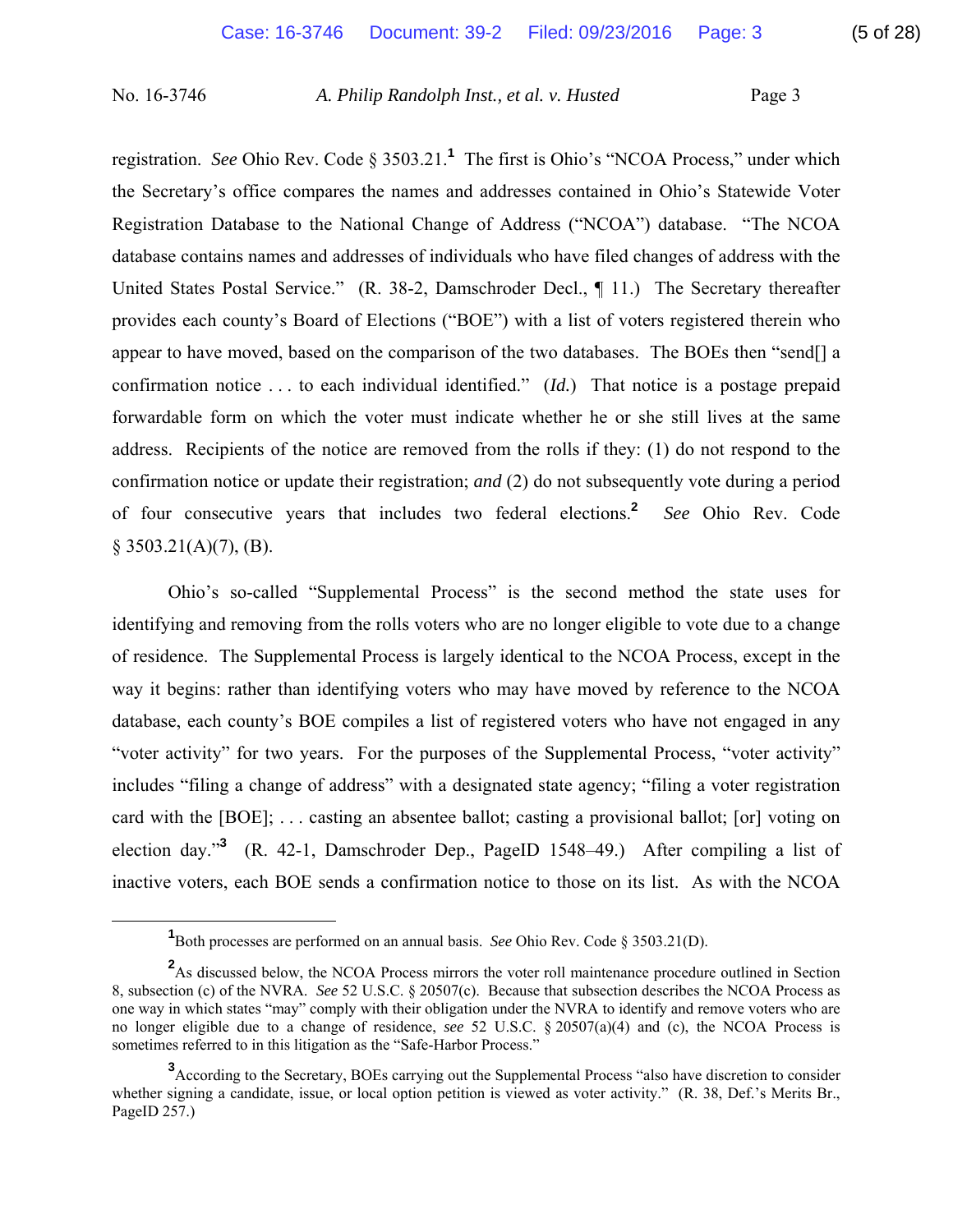registration. *See* Ohio Rev. Code § 3503.21.[1] The first is Ohio's "NCOA Process," under which the Secretary's office compares the names and addresses contained in Ohio's Statewide Voter Registration Database to the National Change of Address ("NCOA") database. "The NCOA database contains names and addresses of individuals who have filed changes of address with the United States Postal Service." (R. 38-2, Damschroder Decl., ¶ 11.) The Secretary thereafter provides each county's Board of Elections ("BOE") with a list of voters registered therein who appear to have moved, based on the comparison of the two databases. The BOEs then "send[] a confirmation notice . . . to each individual identified." (*Id.*) That notice is a postage prepaid forwardable form on which the voter must indicate whether he or she still lives at the same address. Recipients of the notice are removed from the rolls if they: (1) do not respond to the confirmation notice or update their registration; *and* (2) do not subsequently vote during a period of four consecutive years that includes two federal elections.[2] *See* Ohio Rev. Code § 3503.21(A)(7), (B).

Ohio's so-called "Supplemental Process" is the second method the state uses for identifying and removing from the rolls voters who are no longer eligible to vote due to a change of residence. The Supplemental Process is largely identical to the NCOA Process, except in the way it begins: rather than identifying voters who may have moved by reference to the NCOA database, each county's BOE compiles a list of registered voters who have not engaged in any "voter activity" for two years. For the purposes of the Supplemental Process, "voter activity" includes "filing a change of address" with a designated state agency; "filing a voter registration card with the [BOE]; . . . casting an absentee ballot; casting a provisional ballot; [or] voting on election day."[3] (R. 42-1, Damschroder Dep., PageID 1548–49.) After compiling a list of inactive voters, each BOE sends a confirmation notice to those on its list. As with the NCOA

---

[1] Both processes are performed on an annual basis. *See* Ohio Rev. Code § 3503.21(D).

[2] As discussed below, the NCOA Process mirrors the voter roll maintenance procedure outlined in Section 8, subsection (c) of the NVRA. *See* 52 U.S.C. § 20507(c). Because that subsection describes the NCOA Process as one way in which states "may" comply with their obligation under the NVRA to identify and remove voters who are no longer eligible due to a change of residence, *see* 52 U.S.C. § 20507(a)(4) and (c), the NCOA Process is sometimes referred to in this litigation as the "Safe-Harbor Process."

[3] According to the Secretary, BOEs carrying out the Supplemental Process "also have discretion to consider whether signing a candidate, issue, or local option petition is viewed as voter activity." (R. 38, Def.'s Merits Br., PageID 257.)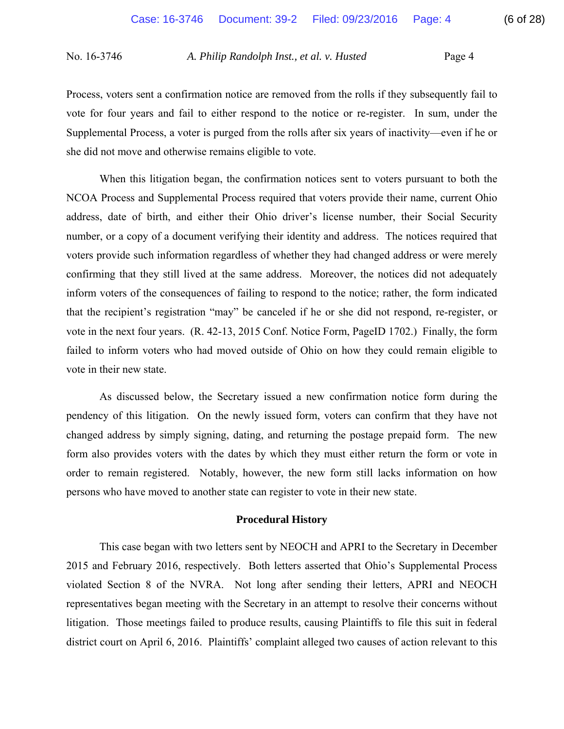Process, voters sent a confirmation notice are removed from the rolls if they subsequently fail to vote for four years and fail to either respond to the notice or re-register. In sum, under the Supplemental Process, a voter is purged from the rolls after six years of inactivity—even if he or she did not move and otherwise remains eligible to vote.

When this litigation began, the confirmation notices sent to voters pursuant to both the NCOA Process and Supplemental Process required that voters provide their name, current Ohio address, date of birth, and either their Ohio driver's license number, their Social Security number, or a copy of a document verifying their identity and address. The notices required that voters provide such information regardless of whether they had changed address or were merely confirming that they still lived at the same address. Moreover, the notices did not adequately inform voters of the consequences of failing to respond to the notice; rather, the form indicated that the recipient's registration "may" be canceled if he or she did not respond, re-register, or vote in the next four years. (R. 42-13, 2015 Conf. Notice Form, PageID 1702.) Finally, the form failed to inform voters who had moved outside of Ohio on how they could remain eligible to vote in their new state.

As discussed below, the Secretary issued a new confirmation notice form during the pendency of this litigation. On the newly issued form, voters can confirm that they have not changed address by simply signing, dating, and returning the postage prepaid form. The new form also provides voters with the dates by which they must either return the form or vote in order to remain registered. Notably, however, the new form still lacks information on how persons who have moved to another state can register to vote in their new state.

## Procedural History

This case began with two letters sent by NEOCH and APRI to the Secretary in December 2015 and February 2016, respectively. Both letters asserted that Ohio's Supplemental Process violated Section 8 of the NVRA. Not long after sending their letters, APRI and NEOCH representatives began meeting with the Secretary in an attempt to resolve their concerns without litigation. Those meetings failed to produce results, causing Plaintiffs to file this suit in federal district court on April 6, 2016. Plaintiffs' complaint alleged two causes of action relevant to this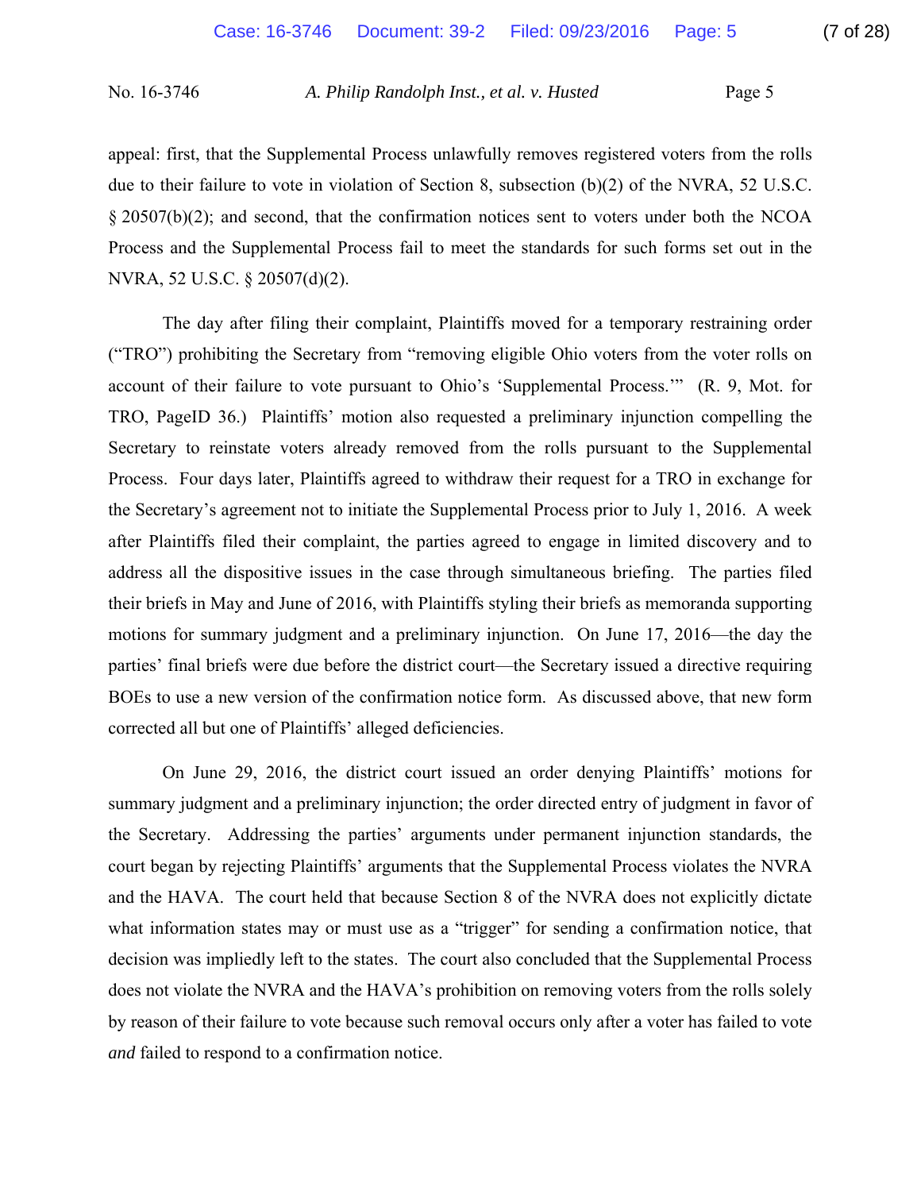appeal: first, that the Supplemental Process unlawfully removes registered voters from the rolls due to their failure to vote in violation of Section 8, subsection (b)(2) of the NVRA, 52 U.S.C. § 20507(b)(2); and second, that the confirmation notices sent to voters under both the NCOA Process and the Supplemental Process fail to meet the standards for such forms set out in the NVRA, 52 U.S.C. § 20507(d)(2).

The day after filing their complaint, Plaintiffs moved for a temporary restraining order ("TRO") prohibiting the Secretary from "removing eligible Ohio voters from the voter rolls on account of their failure to vote pursuant to Ohio's 'Supplemental Process.'" (R. 9, Mot. for TRO, PageID 36.) Plaintiffs' motion also requested a preliminary injunction compelling the Secretary to reinstate voters already removed from the rolls pursuant to the Supplemental Process. Four days later, Plaintiffs agreed to withdraw their request for a TRO in exchange for the Secretary's agreement not to initiate the Supplemental Process prior to July 1, 2016. A week after Plaintiffs filed their complaint, the parties agreed to engage in limited discovery and to address all the dispositive issues in the case through simultaneous briefing. The parties filed their briefs in May and June of 2016, with Plaintiffs styling their briefs as memoranda supporting motions for summary judgment and a preliminary injunction. On June 17, 2016—the day the parties' final briefs were due before the district court—the Secretary issued a directive requiring BOEs to use a new version of the confirmation notice form. As discussed above, that new form corrected all but one of Plaintiffs' alleged deficiencies.

On June 29, 2016, the district court issued an order denying Plaintiffs' motions for summary judgment and a preliminary injunction; the order directed entry of judgment in favor of the Secretary. Addressing the parties' arguments under permanent injunction standards, the court began by rejecting Plaintiffs' arguments that the Supplemental Process violates the NVRA and the HAVA. The court held that because Section 8 of the NVRA does not explicitly dictate what information states may or must use as a "trigger" for sending a confirmation notice, that decision was impliedly left to the states. The court also concluded that the Supplemental Process does not violate the NVRA and the HAVA's prohibition on removing voters from the rolls solely by reason of their failure to vote because such removal occurs only after a voter has failed to vote *and* failed to respond to a confirmation notice.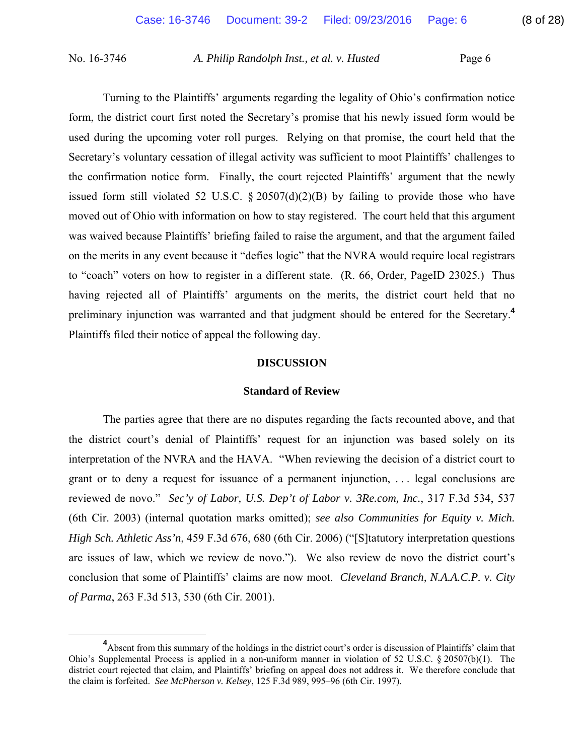Turning to the Plaintiffs' arguments regarding the legality of Ohio's confirmation notice form, the district court first noted the Secretary's promise that his newly issued form would be used during the upcoming voter roll purges. Relying on that promise, the court held that the Secretary's voluntary cessation of illegal activity was sufficient to moot Plaintiffs' challenges to the confirmation notice form. Finally, the court rejected Plaintiffs' argument that the newly issued form still violated 52 U.S.C. § 20507(d)(2)(B) by failing to provide those who have moved out of Ohio with information on how to stay registered. The court held that this argument was waived because Plaintiffs' briefing failed to raise the argument, and that the argument failed on the merits in any event because it "defies logic" that the NVRA would require local registrars to "coach" voters on how to register in a different state. (R. 66, Order, PageID 23025.) Thus having rejected all of Plaintiffs' arguments on the merits, the district court held that no preliminary injunction was warranted and that judgment should be entered for the Secretary.[4] Plaintiffs filed their notice of appeal the following day.

## DISCUSSION

### Standard of Review

The parties agree that there are no disputes regarding the facts recounted above, and that the district court's denial of Plaintiffs' request for an injunction was based solely on its interpretation of the NVRA and the HAVA. "When reviewing the decision of a district court to grant or to deny a request for issuance of a permanent injunction, . . . legal conclusions are reviewed de novo." *Sec'y of Labor, U.S. Dep't of Labor v. 3Re.com, Inc.*, 317 F.3d 534, 537 (6th Cir. 2003) (internal quotation marks omitted); *see also Communities for Equity v. Mich. High Sch. Athletic Ass'n*, 459 F.3d 676, 680 (6th Cir. 2006) ("[S]tatutory interpretation questions are issues of law, which we review de novo."). We also review de novo the district court's conclusion that some of Plaintiffs' claims are now moot. *Cleveland Branch, N.A.A.C.P. v. City of Parma*, 263 F.3d 513, 530 (6th Cir. 2001).

---

[4] Absent from this summary of the holdings in the district court's order is discussion of Plaintiffs' claim that Ohio's Supplemental Process is applied in a non-uniform manner in violation of 52 U.S.C. § 20507(b)(1). The district court rejected that claim, and Plaintiffs' briefing on appeal does not address it. We therefore conclude that the claim is forfeited. *See McPherson v. Kelsey*, 125 F.3d 989, 995–96 (6th Cir. 1997).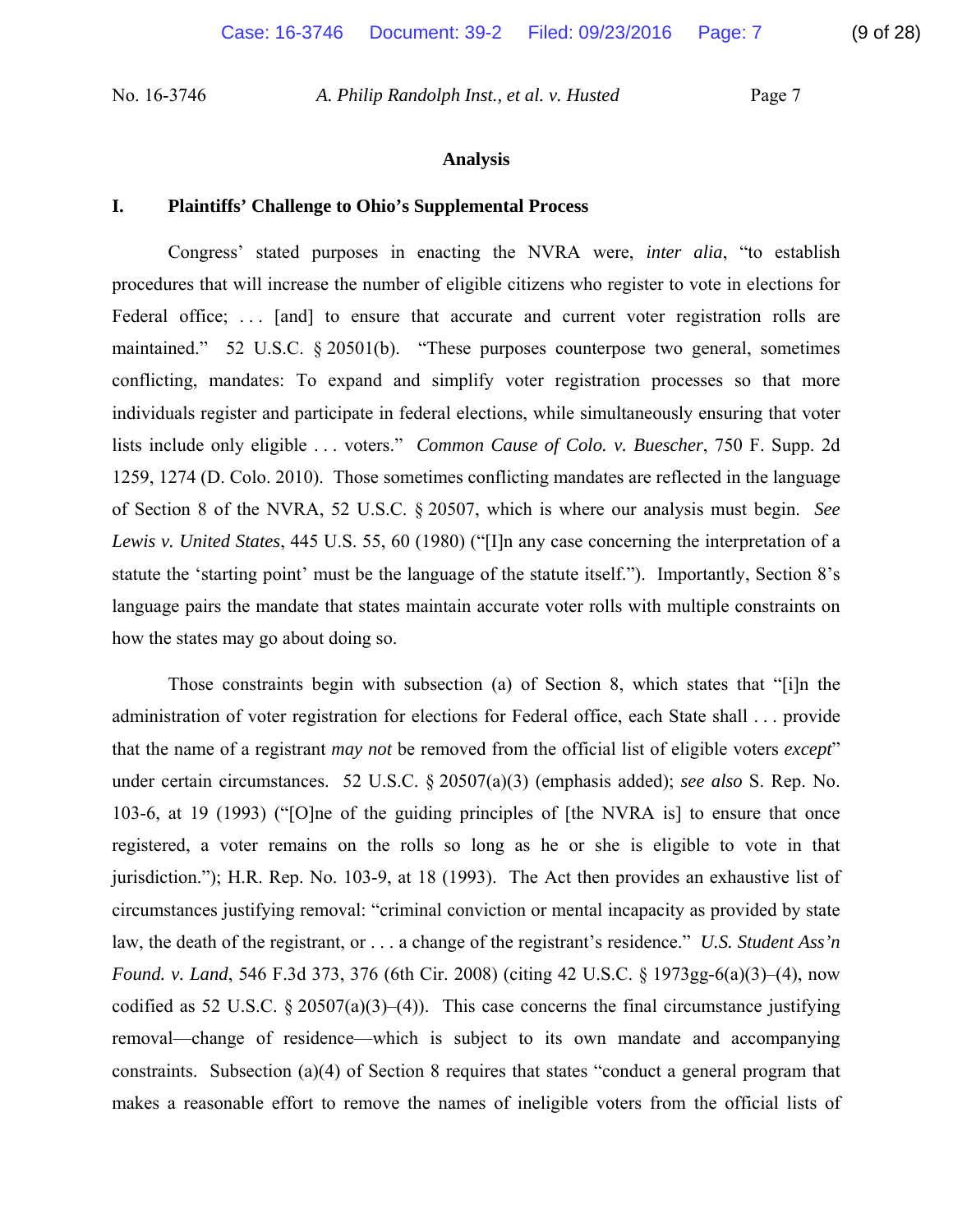## Analysis

### I. Plaintiffs' Challenge to Ohio's Supplemental Process

Congress' stated purposes in enacting the NVRA were, *inter alia*, "to establish procedures that will increase the number of eligible citizens who register to vote in elections for Federal office; . . . [and] to ensure that accurate and current voter registration rolls are maintained." 52 U.S.C. § 20501(b). "These purposes counterpose two general, sometimes conflicting, mandates: To expand and simplify voter registration processes so that more individuals register and participate in federal elections, while simultaneously ensuring that voter lists include only eligible . . . voters." *Common Cause of Colo. v. Buescher*, 750 F. Supp. 2d 1259, 1274 (D. Colo. 2010). Those sometimes conflicting mandates are reflected in the language of Section 8 of the NVRA, 52 U.S.C. § 20507, which is where our analysis must begin. *See Lewis v. United States*, 445 U.S. 55, 60 (1980) ("[I]n any case concerning the interpretation of a statute the 'starting point' must be the language of the statute itself."). Importantly, Section 8's language pairs the mandate that states maintain accurate voter rolls with multiple constraints on how the states may go about doing so.

Those constraints begin with subsection (a) of Section 8, which states that "[i]n the administration of voter registration for elections for Federal office, each State shall . . . provide that the name of a registrant *may not* be removed from the official list of eligible voters *except*" under certain circumstances. 52 U.S.C. § 20507(a)(3) (emphasis added); *see also* S. Rep. No. 103-6, at 19 (1993) ("[O]ne of the guiding principles of [the NVRA is] to ensure that once registered, a voter remains on the rolls so long as he or she is eligible to vote in that jurisdiction."); H.R. Rep. No. 103-9, at 18 (1993). The Act then provides an exhaustive list of circumstances justifying removal: "criminal conviction or mental incapacity as provided by state law, the death of the registrant, or . . . a change of the registrant's residence." *U.S. Student Ass'n Found. v. Land*, 546 F.3d 373, 376 (6th Cir. 2008) (citing 42 U.S.C. § 1973gg-6(a)(3)–(4), now codified as 52 U.S.C. § 20507(a)(3)–(4)). This case concerns the final circumstance justifying removal—change of residence—which is subject to its own mandate and accompanying constraints. Subsection (a)(4) of Section 8 requires that states "conduct a general program that makes a reasonable effort to remove the names of ineligible voters from the official lists of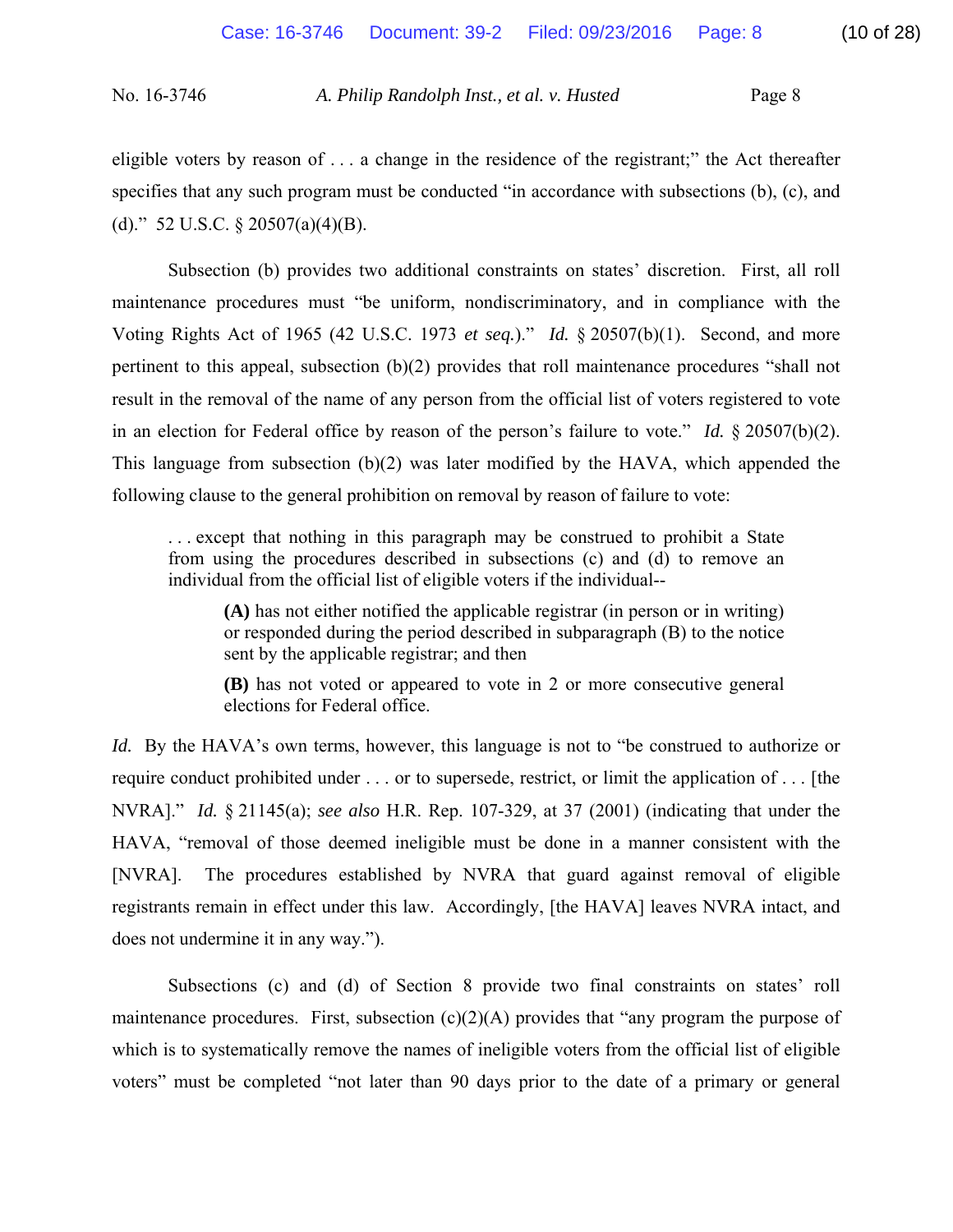eligible voters by reason of . . . a change in the residence of the registrant;" the Act thereafter specifies that any such program must be conducted "in accordance with subsections (b), (c), and (d)." 52 U.S.C. § 20507(a)(4)(B).

Subsection (b) provides two additional constraints on states' discretion. First, all roll maintenance procedures must "be uniform, nondiscriminatory, and in compliance with the Voting Rights Act of 1965 (42 U.S.C. 1973 *et seq.*)." *Id.* § 20507(b)(1). Second, and more pertinent to this appeal, subsection (b)(2) provides that roll maintenance procedures "shall not result in the removal of the name of any person from the official list of voters registered to vote in an election for Federal office by reason of the person's failure to vote." *Id.* § 20507(b)(2). This language from subsection (b)(2) was later modified by the HAVA, which appended the following clause to the general prohibition on removal by reason of failure to vote:

> . . . except that nothing in this paragraph may be construed to prohibit a State from using the procedures described in subsections (c) and (d) to remove an individual from the official list of eligible voters if the individual--
>
> > **(A)** has not either notified the applicable registrar (in person or in writing) or responded during the period described in subparagraph (B) to the notice sent by the applicable registrar; and then
> >
> > **(B)** has not voted or appeared to vote in 2 or more consecutive general elections for Federal office.

*Id.* By the HAVA's own terms, however, this language is not to "be construed to authorize or require conduct prohibited under . . . or to supersede, restrict, or limit the application of . . . [the NVRA]." *Id.* § 21145(a); *see also* H.R. Rep. 107-329, at 37 (2001) (indicating that under the HAVA, "removal of those deemed ineligible must be done in a manner consistent with the [NVRA]. The procedures established by NVRA that guard against removal of eligible registrants remain in effect under this law. Accordingly, [the HAVA] leaves NVRA intact, and does not undermine it in any way.").

Subsections (c) and (d) of Section 8 provide two final constraints on states' roll maintenance procedures. First, subsection (c)(2)(A) provides that "any program the purpose of which is to systematically remove the names of ineligible voters from the official list of eligible voters" must be completed "not later than 90 days prior to the date of a primary or general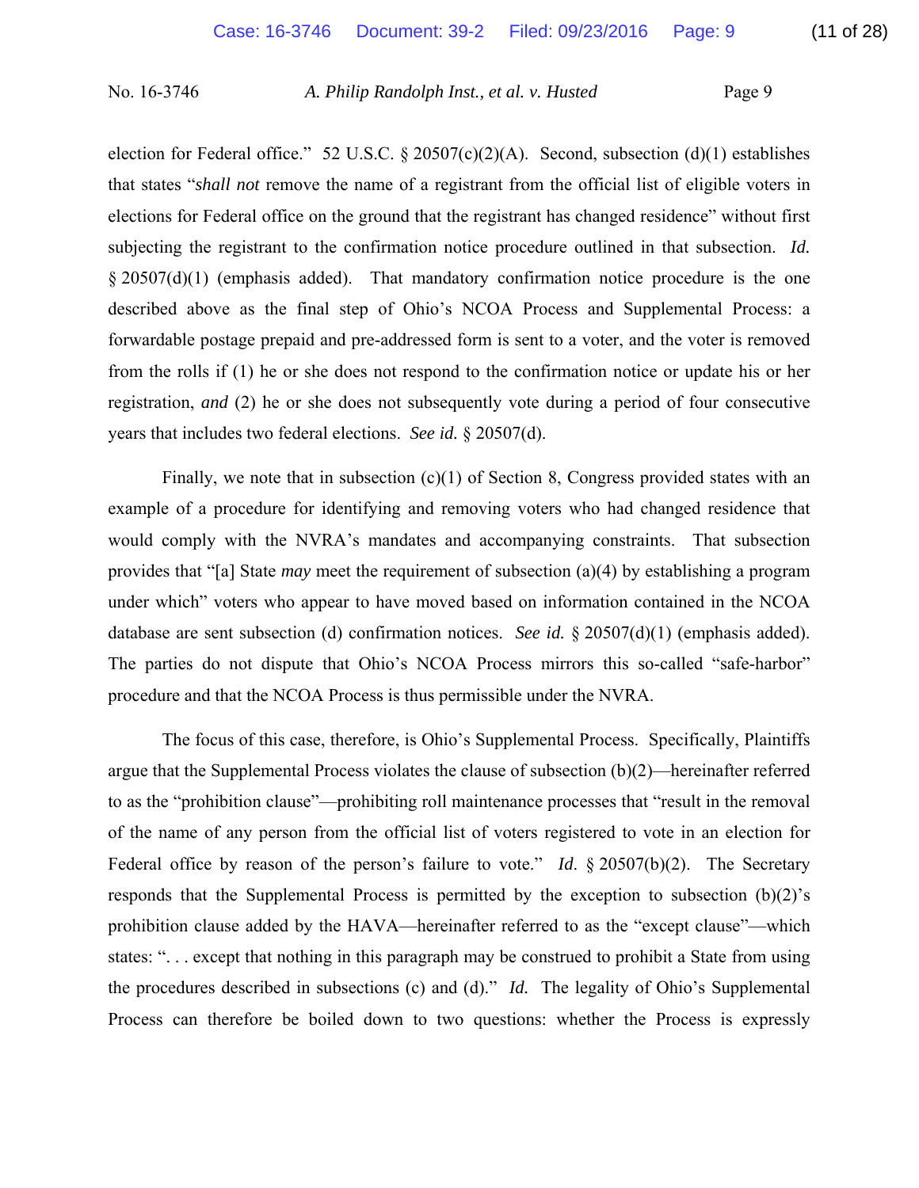election for Federal office." 52 U.S.C. § 20507(c)(2)(A). Second, subsection (d)(1) establishes that states "*shall not* remove the name of a registrant from the official list of eligible voters in elections for Federal office on the ground that the registrant has changed residence" without first subjecting the registrant to the confirmation notice procedure outlined in that subsection. *Id.* § 20507(d)(1) (emphasis added). That mandatory confirmation notice procedure is the one described above as the final step of Ohio's NCOA Process and Supplemental Process: a forwardable postage prepaid and pre-addressed form is sent to a voter, and the voter is removed from the rolls if (1) he or she does not respond to the confirmation notice or update his or her registration, *and* (2) he or she does not subsequently vote during a period of four consecutive years that includes two federal elections. *See id.* § 20507(d).

Finally, we note that in subsection (c)(1) of Section 8, Congress provided states with an example of a procedure for identifying and removing voters who had changed residence that would comply with the NVRA's mandates and accompanying constraints. That subsection provides that "[a] State *may* meet the requirement of subsection (a)(4) by establishing a program under which" voters who appear to have moved based on information contained in the NCOA database are sent subsection (d) confirmation notices. *See id.* § 20507(d)(1) (emphasis added). The parties do not dispute that Ohio's NCOA Process mirrors this so-called "safe-harbor" procedure and that the NCOA Process is thus permissible under the NVRA.

The focus of this case, therefore, is Ohio's Supplemental Process. Specifically, Plaintiffs argue that the Supplemental Process violates the clause of subsection (b)(2)—hereinafter referred to as the "prohibition clause"—prohibiting roll maintenance processes that "result in the removal of the name of any person from the official list of voters registered to vote in an election for Federal office by reason of the person's failure to vote." *Id.* § 20507(b)(2). The Secretary responds that the Supplemental Process is permitted by the exception to subsection (b)(2)'s prohibition clause added by the HAVA—hereinafter referred to as the "except clause"—which states: ". . . except that nothing in this paragraph may be construed to prohibit a State from using the procedures described in subsections (c) and (d)." *Id.* The legality of Ohio's Supplemental Process can therefore be boiled down to two questions: whether the Process is expressly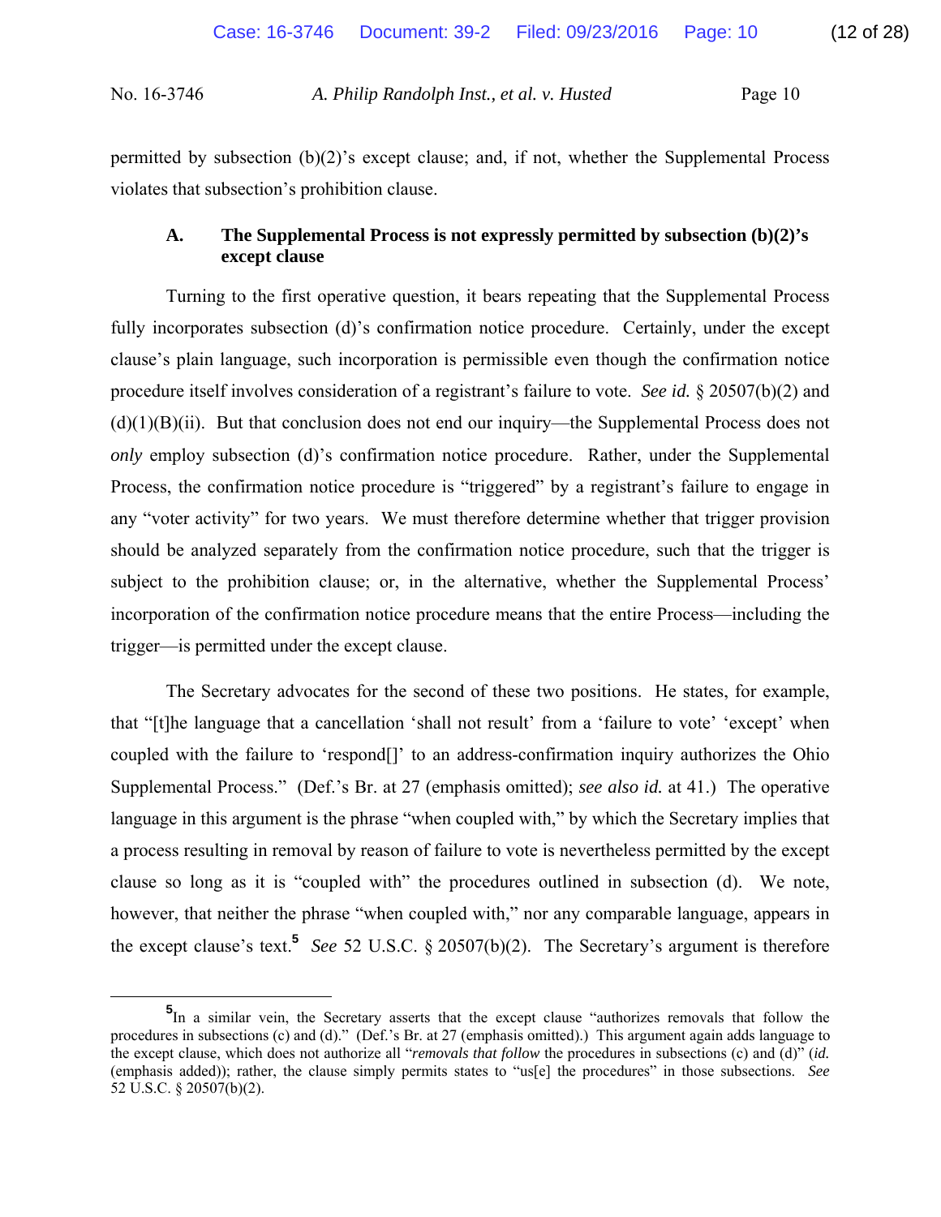permitted by subsection (b)(2)'s except clause; and, if not, whether the Supplemental Process violates that subsection's prohibition clause.

### A. The Supplemental Process is not expressly permitted by subsection (b)(2)'s except clause

Turning to the first operative question, it bears repeating that the Supplemental Process fully incorporates subsection (d)'s confirmation notice procedure. Certainly, under the except clause's plain language, such incorporation is permissible even though the confirmation notice procedure itself involves consideration of a registrant's failure to vote. *See id.* § 20507(b)(2) and (d)(1)(B)(ii). But that conclusion does not end our inquiry—the Supplemental Process does not *only* employ subsection (d)'s confirmation notice procedure. Rather, under the Supplemental Process, the confirmation notice procedure is "triggered" by a registrant's failure to engage in any "voter activity" for two years. We must therefore determine whether that trigger provision should be analyzed separately from the confirmation notice procedure, such that the trigger is subject to the prohibition clause; or, in the alternative, whether the Supplemental Process' incorporation of the confirmation notice procedure means that the entire Process—including the trigger—is permitted under the except clause.

The Secretary advocates for the second of these two positions. He states, for example, that "[t]he language that a cancellation 'shall not result' from a 'failure to vote' 'except' when coupled with the failure to 'respond[]' to an address-confirmation inquiry authorizes the Ohio Supplemental Process." (Def.'s Br. at 27 (emphasis omitted); *see also id.* at 41.) The operative language in this argument is the phrase "when coupled with," by which the Secretary implies that a process resulting in removal by reason of failure to vote is nevertheless permitted by the except clause so long as it is "coupled with" the procedures outlined in subsection (d). We note, however, that neither the phrase "when coupled with," nor any comparable language, appears in the except clause's text.[5] *See* 52 U.S.C. § 20507(b)(2). The Secretary's argument is therefore

---

[5]In a similar vein, the Secretary asserts that the except clause "authorizes removals that follow the procedures in subsections (c) and (d)." (Def.'s Br. at 27 (emphasis omitted).) This argument again adds language to the except clause, which does not authorize all "*removals that follow* the procedures in subsections (c) and (d)" (*id.* (emphasis added)); rather, the clause simply permits states to "us[e] the procedures" in those subsections. *See* 52 U.S.C. § 20507(b)(2).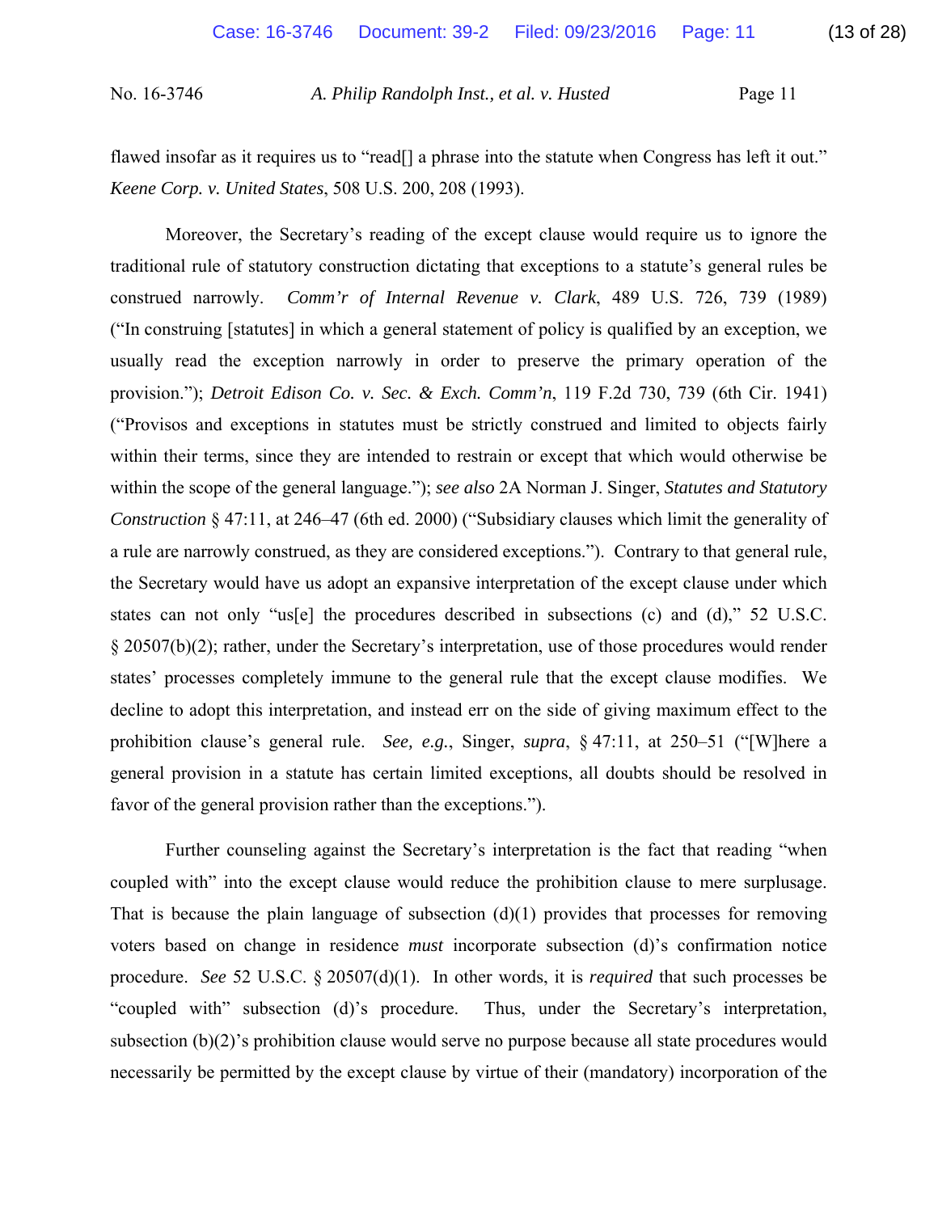flawed insofar as it requires us to "read[] a phrase into the statute when Congress has left it out." *Keene Corp. v. United States*, 508 U.S. 200, 208 (1993).

Moreover, the Secretary's reading of the except clause would require us to ignore the traditional rule of statutory construction dictating that exceptions to a statute's general rules be construed narrowly. *Comm'r of Internal Revenue v. Clark*, 489 U.S. 726, 739 (1989) ("In construing [statutes] in which a general statement of policy is qualified by an exception, we usually read the exception narrowly in order to preserve the primary operation of the provision."); *Detroit Edison Co. v. Sec. & Exch. Comm'n*, 119 F.2d 730, 739 (6th Cir. 1941) ("Provisos and exceptions in statutes must be strictly construed and limited to objects fairly within their terms, since they are intended to restrain or except that which would otherwise be within the scope of the general language."); *see also* 2A Norman J. Singer, *Statutes and Statutory Construction* § 47:11, at 246–47 (6th ed. 2000) ("Subsidiary clauses which limit the generality of a rule are narrowly construed, as they are considered exceptions."). Contrary to that general rule, the Secretary would have us adopt an expansive interpretation of the except clause under which states can not only "us[e] the procedures described in subsections (c) and (d)," 52 U.S.C. § 20507(b)(2); rather, under the Secretary's interpretation, use of those procedures would render states' processes completely immune to the general rule that the except clause modifies. We decline to adopt this interpretation, and instead err on the side of giving maximum effect to the prohibition clause's general rule. *See, e.g.*, Singer, *supra*, § 47:11, at 250–51 ("[W]here a general provision in a statute has certain limited exceptions, all doubts should be resolved in favor of the general provision rather than the exceptions.").

Further counseling against the Secretary's interpretation is the fact that reading "when coupled with" into the except clause would reduce the prohibition clause to mere surplusage. That is because the plain language of subsection (d)(1) provides that processes for removing voters based on change in residence *must* incorporate subsection (d)'s confirmation notice procedure. *See* 52 U.S.C. § 20507(d)(1). In other words, it is *required* that such processes be "coupled with" subsection (d)'s procedure. Thus, under the Secretary's interpretation, subsection (b)(2)'s prohibition clause would serve no purpose because all state procedures would necessarily be permitted by the except clause by virtue of their (mandatory) incorporation of the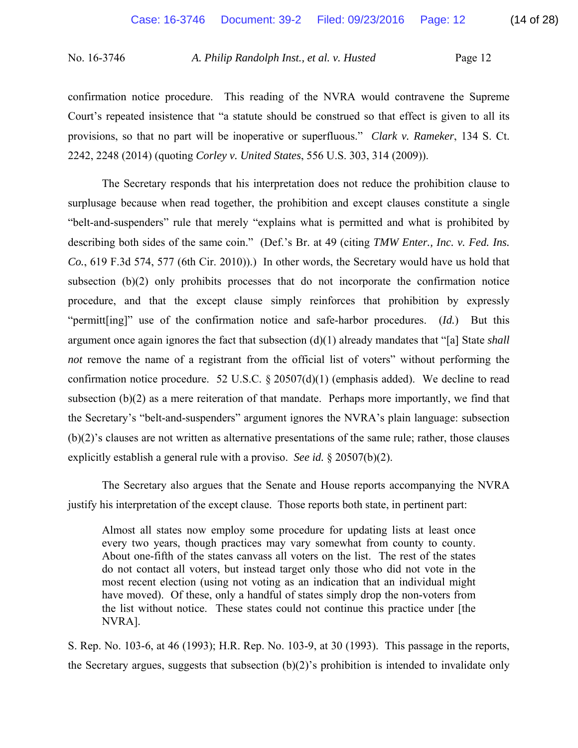confirmation notice procedure. This reading of the NVRA would contravene the Supreme Court's repeated insistence that "a statute should be construed so that effect is given to all its provisions, so that no part will be inoperative or superfluous." *Clark v. Rameker*, 134 S. Ct. 2242, 2248 (2014) (quoting *Corley v. United States*, 556 U.S. 303, 314 (2009)).

The Secretary responds that his interpretation does not reduce the prohibition clause to surplusage because when read together, the prohibition and except clauses constitute a single "belt-and-suspenders" rule that merely "explains what is permitted and what is prohibited by describing both sides of the same coin." (Def.'s Br. at 49 (citing *TMW Enter., Inc. v. Fed. Ins. Co.*, 619 F.3d 574, 577 (6th Cir. 2010)).) In other words, the Secretary would have us hold that subsection (b)(2) only prohibits processes that do not incorporate the confirmation notice procedure, and that the except clause simply reinforces that prohibition by expressly "permitt[ing]" use of the confirmation notice and safe-harbor procedures. (*Id.*) But this argument once again ignores the fact that subsection (d)(1) already mandates that "[a] State *shall not* remove the name of a registrant from the official list of voters" without performing the confirmation notice procedure. 52 U.S.C. § 20507(d)(1) (emphasis added). We decline to read subsection (b)(2) as a mere reiteration of that mandate. Perhaps more importantly, we find that the Secretary's "belt-and-suspenders" argument ignores the NVRA's plain language: subsection (b)(2)'s clauses are not written as alternative presentations of the same rule; rather, those clauses explicitly establish a general rule with a proviso. *See id.* § 20507(b)(2).

The Secretary also argues that the Senate and House reports accompanying the NVRA justify his interpretation of the except clause. Those reports both state, in pertinent part:

> Almost all states now employ some procedure for updating lists at least once every two years, though practices may vary somewhat from county to county. About one-fifth of the states canvass all voters on the list. The rest of the states do not contact all voters, but instead target only those who did not vote in the most recent election (using not voting as an indication that an individual might have moved). Of these, only a handful of states simply drop the non-voters from the list without notice. These states could not continue this practice under [the NVRA].

S. Rep. No. 103-6, at 46 (1993); H.R. Rep. No. 103-9, at 30 (1993). This passage in the reports, the Secretary argues, suggests that subsection (b)(2)'s prohibition is intended to invalidate only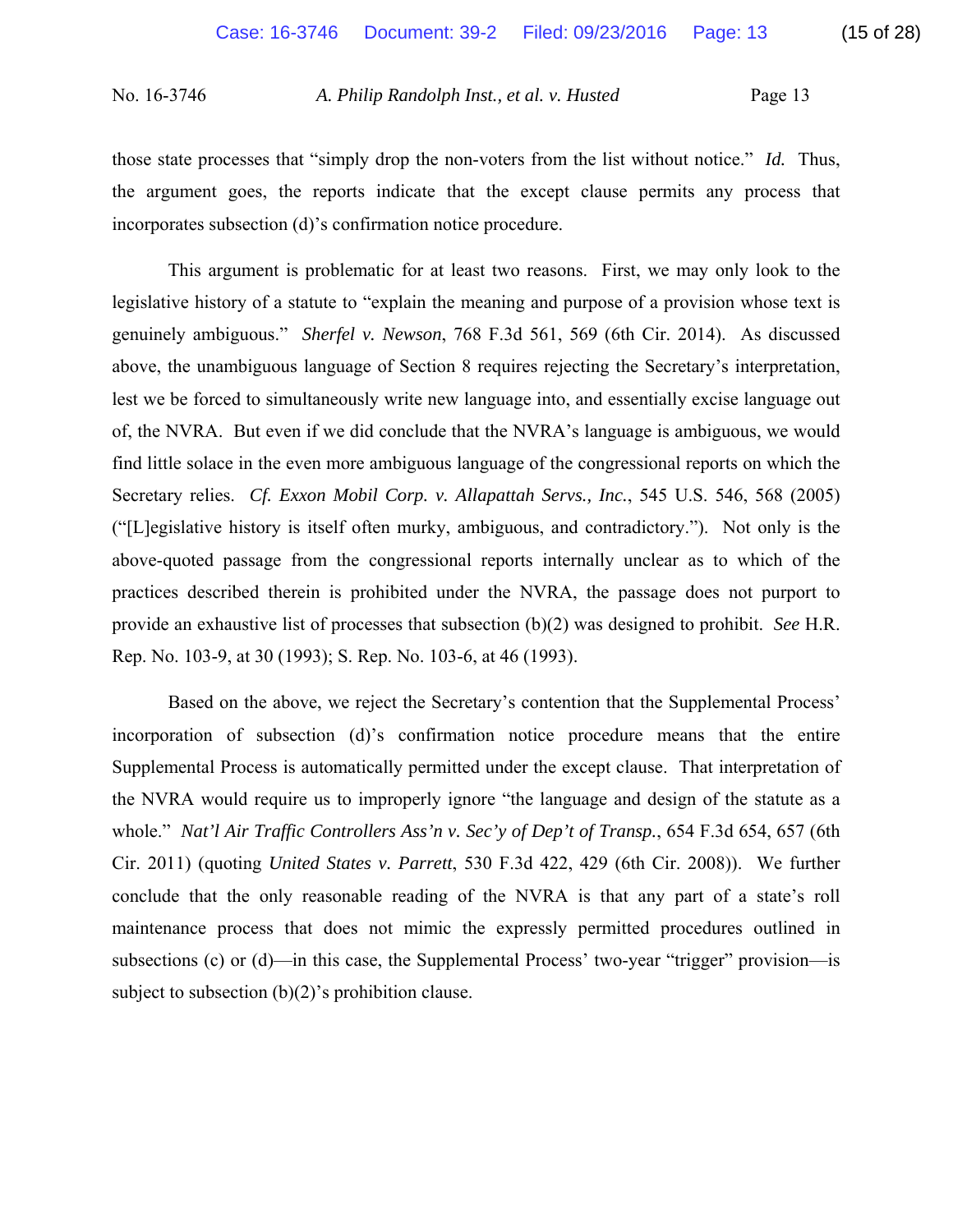those state processes that "simply drop the non-voters from the list without notice." *Id.* Thus, the argument goes, the reports indicate that the except clause permits any process that incorporates subsection (d)'s confirmation notice procedure.

This argument is problematic for at least two reasons. First, we may only look to the legislative history of a statute to "explain the meaning and purpose of a provision whose text is genuinely ambiguous." *Sherfel v. Newson*, 768 F.3d 561, 569 (6th Cir. 2014). As discussed above, the unambiguous language of Section 8 requires rejecting the Secretary's interpretation, lest we be forced to simultaneously write new language into, and essentially excise language out of, the NVRA. But even if we did conclude that the NVRA's language is ambiguous, we would find little solace in the even more ambiguous language of the congressional reports on which the Secretary relies. *Cf. Exxon Mobil Corp. v. Allapattah Servs., Inc.*, 545 U.S. 546, 568 (2005) ("[L]egislative history is itself often murky, ambiguous, and contradictory."). Not only is the above-quoted passage from the congressional reports internally unclear as to which of the practices described therein is prohibited under the NVRA, the passage does not purport to provide an exhaustive list of processes that subsection (b)(2) was designed to prohibit. *See* H.R. Rep. No. 103-9, at 30 (1993); S. Rep. No. 103-6, at 46 (1993).

Based on the above, we reject the Secretary's contention that the Supplemental Process' incorporation of subsection (d)'s confirmation notice procedure means that the entire Supplemental Process is automatically permitted under the except clause. That interpretation of the NVRA would require us to improperly ignore "the language and design of the statute as a whole." *Nat'l Air Traffic Controllers Ass'n v. Sec'y of Dep't of Transp.*, 654 F.3d 654, 657 (6th Cir. 2011) (quoting *United States v. Parrett*, 530 F.3d 422, 429 (6th Cir. 2008)). We further conclude that the only reasonable reading of the NVRA is that any part of a state's roll maintenance process that does not mimic the expressly permitted procedures outlined in subsections (c) or (d)—in this case, the Supplemental Process' two-year "trigger" provision—is subject to subsection (b)(2)'s prohibition clause.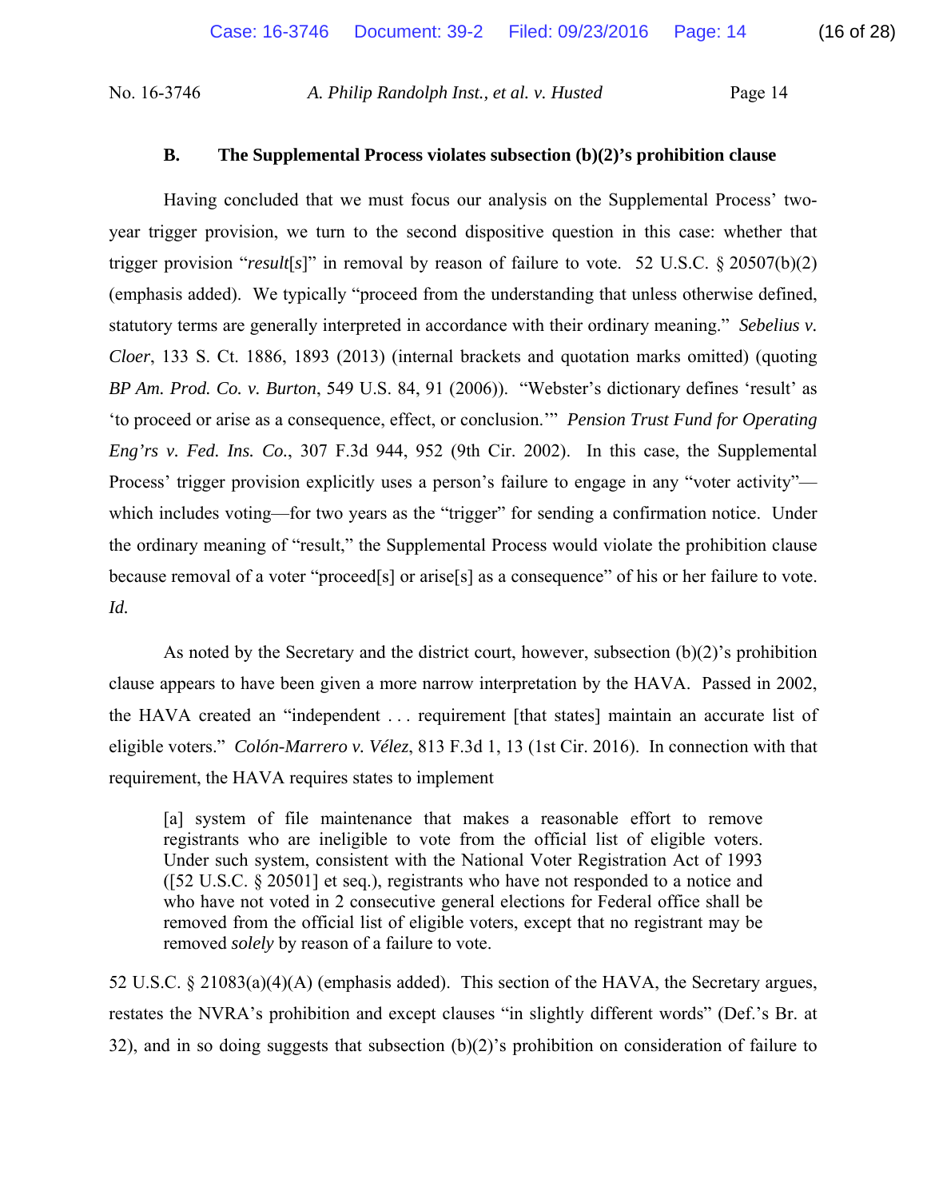### B. The Supplemental Process violates subsection (b)(2)'s prohibition clause

Having concluded that we must focus our analysis on the Supplemental Process' two-year trigger provision, we turn to the second dispositive question in this case: whether that trigger provision "*result*[*s*]" in removal by reason of failure to vote. 52 U.S.C. § 20507(b)(2) (emphasis added). We typically "proceed from the understanding that unless otherwise defined, statutory terms are generally interpreted in accordance with their ordinary meaning." *Sebelius v. Cloer*, 133 S. Ct. 1886, 1893 (2013) (internal brackets and quotation marks omitted) (quoting *BP Am. Prod. Co. v. Burton*, 549 U.S. 84, 91 (2006)). "Webster's dictionary defines 'result' as 'to proceed or arise as a consequence, effect, or conclusion.'" *Pension Trust Fund for Operating Eng'rs v. Fed. Ins. Co.*, 307 F.3d 944, 952 (9th Cir. 2002). In this case, the Supplemental Process' trigger provision explicitly uses a person's failure to engage in any "voter activity"—which includes voting—for two years as the "trigger" for sending a confirmation notice. Under the ordinary meaning of "result," the Supplemental Process would violate the prohibition clause because removal of a voter "proceed[s] or arise[s] as a consequence" of his or her failure to vote. *Id.*

As noted by the Secretary and the district court, however, subsection (b)(2)'s prohibition clause appears to have been given a more narrow interpretation by the HAVA. Passed in 2002, the HAVA created an "independent . . . requirement [that states] maintain an accurate list of eligible voters." *Colón-Marrero v. Vélez*, 813 F.3d 1, 13 (1st Cir. 2016). In connection with that requirement, the HAVA requires states to implement

> [a] system of file maintenance that makes a reasonable effort to remove registrants who are ineligible to vote from the official list of eligible voters. Under such system, consistent with the National Voter Registration Act of 1993 ([52 U.S.C. § 20501] et seq.), registrants who have not responded to a notice and who have not voted in 2 consecutive general elections for Federal office shall be removed from the official list of eligible voters, except that no registrant may be removed *solely* by reason of a failure to vote.

52 U.S.C. § 21083(a)(4)(A) (emphasis added). This section of the HAVA, the Secretary argues, restates the NVRA's prohibition and except clauses "in slightly different words" (Def.'s Br. at 32), and in so doing suggests that subsection (b)(2)'s prohibition on consideration of failure to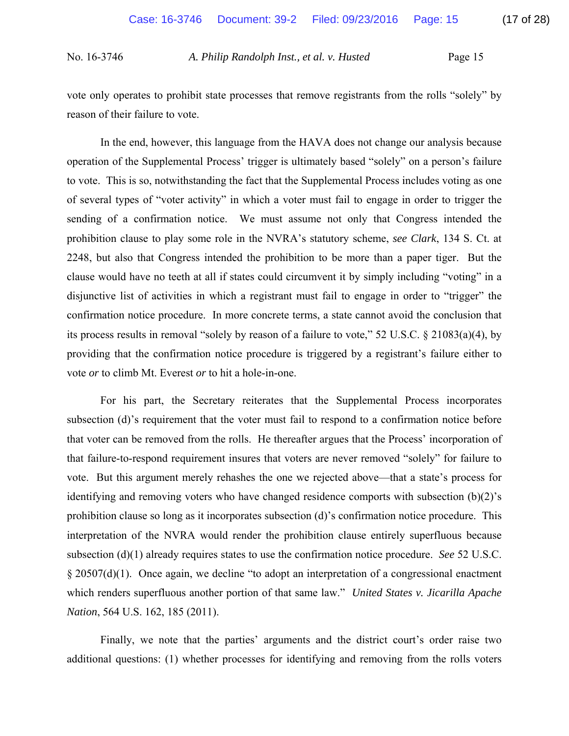vote only operates to prohibit state processes that remove registrants from the rolls "solely" by reason of their failure to vote.

In the end, however, this language from the HAVA does not change our analysis because operation of the Supplemental Process' trigger is ultimately based "solely" on a person's failure to vote. This is so, notwithstanding the fact that the Supplemental Process includes voting as one of several types of "voter activity" in which a voter must fail to engage in order to trigger the sending of a confirmation notice. We must assume not only that Congress intended the prohibition clause to play some role in the NVRA's statutory scheme, *see Clark*, 134 S. Ct. at 2248, but also that Congress intended the prohibition to be more than a paper tiger. But the clause would have no teeth at all if states could circumvent it by simply including "voting" in a disjunctive list of activities in which a registrant must fail to engage in order to "trigger" the confirmation notice procedure. In more concrete terms, a state cannot avoid the conclusion that its process results in removal "solely by reason of a failure to vote," 52 U.S.C. § 21083(a)(4), by providing that the confirmation notice procedure is triggered by a registrant's failure either to vote *or* to climb Mt. Everest *or* to hit a hole-in-one.

For his part, the Secretary reiterates that the Supplemental Process incorporates subsection (d)'s requirement that the voter must fail to respond to a confirmation notice before that voter can be removed from the rolls. He thereafter argues that the Process' incorporation of that failure-to-respond requirement insures that voters are never removed "solely" for failure to vote. But this argument merely rehashes the one we rejected above—that a state's process for identifying and removing voters who have changed residence comports with subsection (b)(2)'s prohibition clause so long as it incorporates subsection (d)'s confirmation notice procedure. This interpretation of the NVRA would render the prohibition clause entirely superfluous because subsection (d)(1) already requires states to use the confirmation notice procedure. *See* 52 U.S.C. § 20507(d)(1). Once again, we decline "to adopt an interpretation of a congressional enactment which renders superfluous another portion of that same law." *United States v. Jicarilla Apache Nation*, 564 U.S. 162, 185 (2011).

Finally, we note that the parties' arguments and the district court's order raise two additional questions: (1) whether processes for identifying and removing from the rolls voters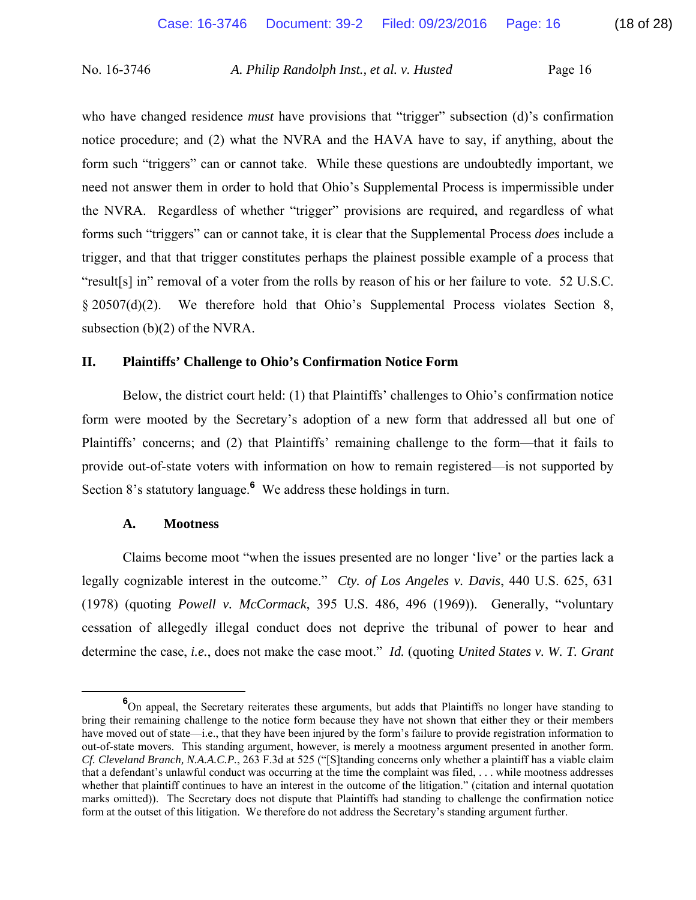who have changed residence *must* have provisions that "trigger" subsection (d)'s confirmation notice procedure; and (2) what the NVRA and the HAVA have to say, if anything, about the form such "triggers" can or cannot take. While these questions are undoubtedly important, we need not answer them in order to hold that Ohio's Supplemental Process is impermissible under the NVRA. Regardless of whether "trigger" provisions are required, and regardless of what forms such "triggers" can or cannot take, it is clear that the Supplemental Process *does* include a trigger, and that that trigger constitutes perhaps the plainest possible example of a process that "result[s] in" removal of a voter from the rolls by reason of his or her failure to vote. 52 U.S.C. § 20507(d)(2). We therefore hold that Ohio's Supplemental Process violates Section 8, subsection (b)(2) of the NVRA.

## II. Plaintiffs' Challenge to Ohio's Confirmation Notice Form

Below, the district court held: (1) that Plaintiffs' challenges to Ohio's confirmation notice form were mooted by the Secretary's adoption of a new form that addressed all but one of Plaintiffs' concerns; and (2) that Plaintiffs' remaining challenge to the form—that it fails to provide out-of-state voters with information on how to remain registered—is not supported by Section 8's statutory language.[6] We address these holdings in turn.

### A. Mootness

Claims become moot "when the issues presented are no longer 'live' or the parties lack a legally cognizable interest in the outcome." *Cty. of Los Angeles v. Davis*, 440 U.S. 625, 631 (1978) (quoting *Powell v. McCormack*, 395 U.S. 486, 496 (1969)). Generally, "voluntary cessation of allegedly illegal conduct does not deprive the tribunal of power to hear and determine the case, *i.e.*, does not make the case moot." *Id.* (quoting *United States v. W. T. Grant*

---

[6] On appeal, the Secretary reiterates these arguments, but adds that Plaintiffs no longer have standing to bring their remaining challenge to the notice form because they have not shown that either they or their members have moved out of state—i.e., that they have been injured by the form's failure to provide registration information to out-of-state movers. This standing argument, however, is merely a mootness argument presented in another form. *Cf. Cleveland Branch, N.A.A.C.P.*, 263 F.3d at 525 ("[S]tanding concerns only whether a plaintiff has a viable claim that a defendant's unlawful conduct was occurring at the time the complaint was filed, . . . while mootness addresses whether that plaintiff continues to have an interest in the outcome of the litigation." (citation and internal quotation marks omitted)). The Secretary does not dispute that Plaintiffs had standing to challenge the confirmation notice form at the outset of this litigation. We therefore do not address the Secretary's standing argument further.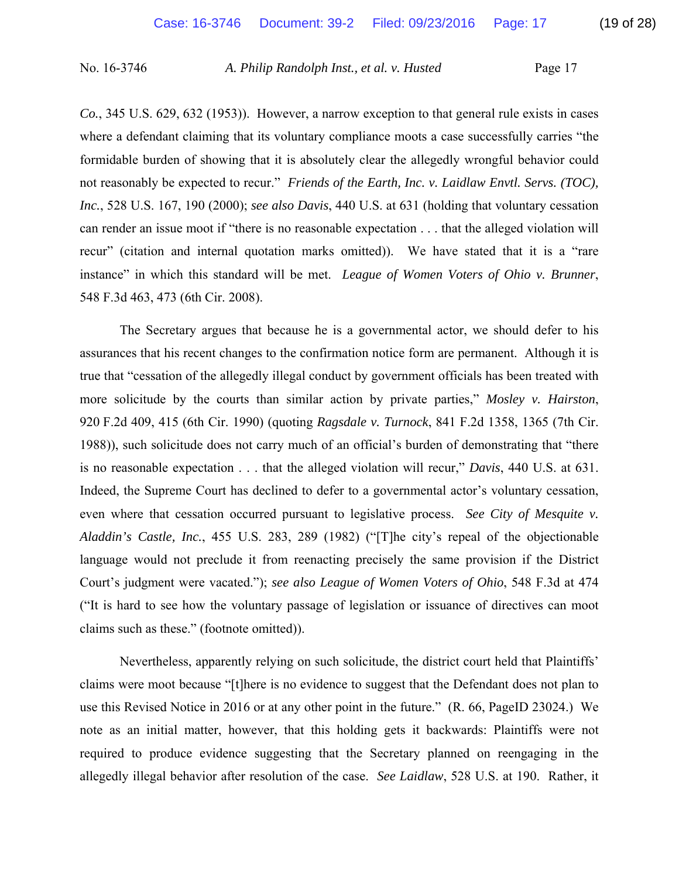*Co.*, 345 U.S. 629, 632 (1953)). However, a narrow exception to that general rule exists in cases where a defendant claiming that its voluntary compliance moots a case successfully carries "the formidable burden of showing that it is absolutely clear the allegedly wrongful behavior could not reasonably be expected to recur." *Friends of the Earth, Inc. v. Laidlaw Envtl. Servs. (TOC), Inc.*, 528 U.S. 167, 190 (2000); *see also Davis*, 440 U.S. at 631 (holding that voluntary cessation can render an issue moot if "there is no reasonable expectation . . . that the alleged violation will recur" (citation and internal quotation marks omitted)). We have stated that it is a "rare instance" in which this standard will be met. *League of Women Voters of Ohio v. Brunner*, 548 F.3d 463, 473 (6th Cir. 2008).

The Secretary argues that because he is a governmental actor, we should defer to his assurances that his recent changes to the confirmation notice form are permanent. Although it is true that "cessation of the allegedly illegal conduct by government officials has been treated with more solicitude by the courts than similar action by private parties," *Mosley v. Hairston*, 920 F.2d 409, 415 (6th Cir. 1990) (quoting *Ragsdale v. Turnock*, 841 F.2d 1358, 1365 (7th Cir. 1988)), such solicitude does not carry much of an official's burden of demonstrating that "there is no reasonable expectation . . . that the alleged violation will recur," *Davis*, 440 U.S. at 631. Indeed, the Supreme Court has declined to defer to a governmental actor's voluntary cessation, even where that cessation occurred pursuant to legislative process. *See City of Mesquite v. Aladdin's Castle, Inc.*, 455 U.S. 283, 289 (1982) ("[T]he city's repeal of the objectionable language would not preclude it from reenacting precisely the same provision if the District Court's judgment were vacated."); *see also League of Women Voters of Ohio*, 548 F.3d at 474 ("It is hard to see how the voluntary passage of legislation or issuance of directives can moot claims such as these." (footnote omitted)).

Nevertheless, apparently relying on such solicitude, the district court held that Plaintiffs' claims were moot because "[t]here is no evidence to suggest that the Defendant does not plan to use this Revised Notice in 2016 or at any other point in the future." (R. 66, PageID 23024.) We note as an initial matter, however, that this holding gets it backwards: Plaintiffs were not required to produce evidence suggesting that the Secretary planned on reengaging in the allegedly illegal behavior after resolution of the case. *See Laidlaw*, 528 U.S. at 190. Rather, it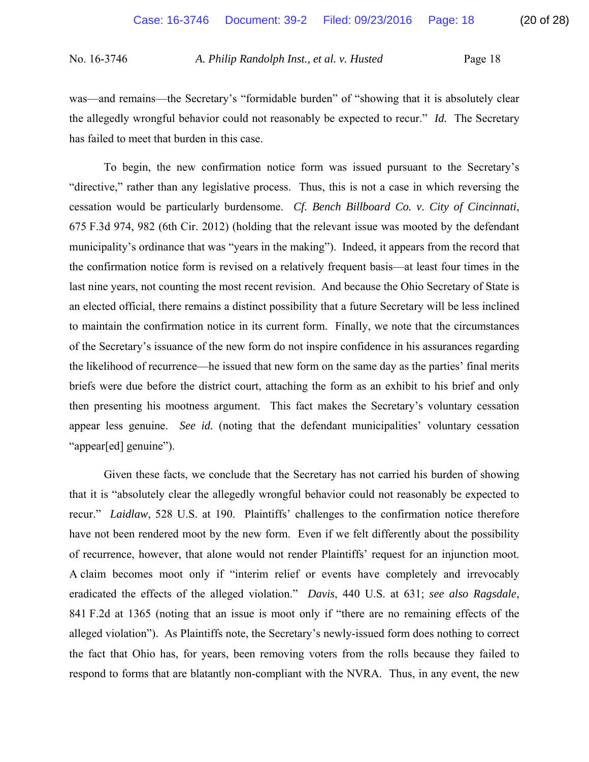was—and remains—the Secretary's "formidable burden" of "showing that it is absolutely clear the allegedly wrongful behavior could not reasonably be expected to recur." *Id.* The Secretary has failed to meet that burden in this case.

To begin, the new confirmation notice form was issued pursuant to the Secretary's "directive," rather than any legislative process. Thus, this is not a case in which reversing the cessation would be particularly burdensome. *Cf. Bench Billboard Co. v. City of Cincinnati*, 675 F.3d 974, 982 (6th Cir. 2012) (holding that the relevant issue was mooted by the defendant municipality's ordinance that was "years in the making"). Indeed, it appears from the record that the confirmation notice form is revised on a relatively frequent basis—at least four times in the last nine years, not counting the most recent revision. And because the Ohio Secretary of State is an elected official, there remains a distinct possibility that a future Secretary will be less inclined to maintain the confirmation notice in its current form. Finally, we note that the circumstances of the Secretary's issuance of the new form do not inspire confidence in his assurances regarding the likelihood of recurrence—he issued that new form on the same day as the parties' final merits briefs were due before the district court, attaching the form as an exhibit to his brief and only then presenting his mootness argument. This fact makes the Secretary's voluntary cessation appear less genuine. *See id.* (noting that the defendant municipalities' voluntary cessation "appear[ed] genuine").

Given these facts, we conclude that the Secretary has not carried his burden of showing that it is "absolutely clear the allegedly wrongful behavior could not reasonably be expected to recur." *Laidlaw*, 528 U.S. at 190. Plaintiffs' challenges to the confirmation notice therefore have not been rendered moot by the new form. Even if we felt differently about the possibility of recurrence, however, that alone would not render Plaintiffs' request for an injunction moot. A claim becomes moot only if "interim relief or events have completely and irrevocably eradicated the effects of the alleged violation." *Davis*, 440 U.S. at 631; *see also Ragsdale*, 841 F.2d at 1365 (noting that an issue is moot only if "there are no remaining effects of the alleged violation"). As Plaintiffs note, the Secretary's newly-issued form does nothing to correct the fact that Ohio has, for years, been removing voters from the rolls because they failed to respond to forms that are blatantly non-compliant with the NVRA. Thus, in any event, the new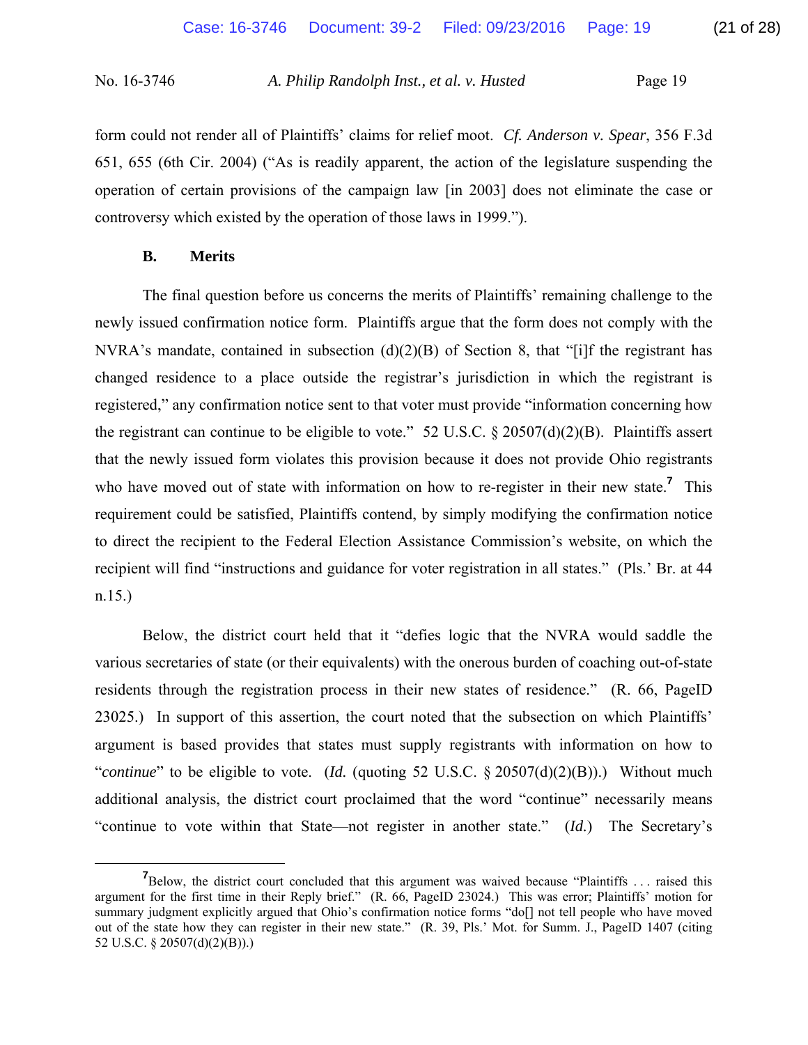form could not render all of Plaintiffs' claims for relief moot. *Cf. Anderson v. Spear*, 356 F.3d 651, 655 (6th Cir. 2004) ("As is readily apparent, the action of the legislature suspending the operation of certain provisions of the campaign law [in 2003] does not eliminate the case or controversy which existed by the operation of those laws in 1999.").

### B. Merits

The final question before us concerns the merits of Plaintiffs' remaining challenge to the newly issued confirmation notice form. Plaintiffs argue that the form does not comply with the NVRA's mandate, contained in subsection (d)(2)(B) of Section 8, that "[i]f the registrant has changed residence to a place outside the registrar's jurisdiction in which the registrant is registered," any confirmation notice sent to that voter must provide "information concerning how the registrant can continue to be eligible to vote." 52 U.S.C. § 20507(d)(2)(B). Plaintiffs assert that the newly issued form violates this provision because it does not provide Ohio registrants who have moved out of state with information on how to re-register in their new state.[7] This requirement could be satisfied, Plaintiffs contend, by simply modifying the confirmation notice to direct the recipient to the Federal Election Assistance Commission's website, on which the recipient will find "instructions and guidance for voter registration in all states." (Pls.' Br. at 44 n.15.)

Below, the district court held that it "defies logic that the NVRA would saddle the various secretaries of state (or their equivalents) with the onerous burden of coaching out-of-state residents through the registration process in their new states of residence." (R. 66, PageID 23025.) In support of this assertion, the court noted that the subsection on which Plaintiffs' argument is based provides that states must supply registrants with information on how to "*continue*" to be eligible to vote. (*Id.* (quoting 52 U.S.C. § 20507(d)(2)(B)).) Without much additional analysis, the district court proclaimed that the word "continue" necessarily means "continue to vote within that State—not register in another state." (*Id.*) The Secretary's

---

[7] Below, the district court concluded that this argument was waived because "Plaintiffs . . . raised this argument for the first time in their Reply brief." (R. 66, PageID 23024.) This was error; Plaintiffs' motion for summary judgment explicitly argued that Ohio's confirmation notice forms "do[] not tell people who have moved out of the state how they can register in their new state." (R. 39, Pls.' Mot. for Summ. J., PageID 1407 (citing 52 U.S.C. § 20507(d)(2)(B)).)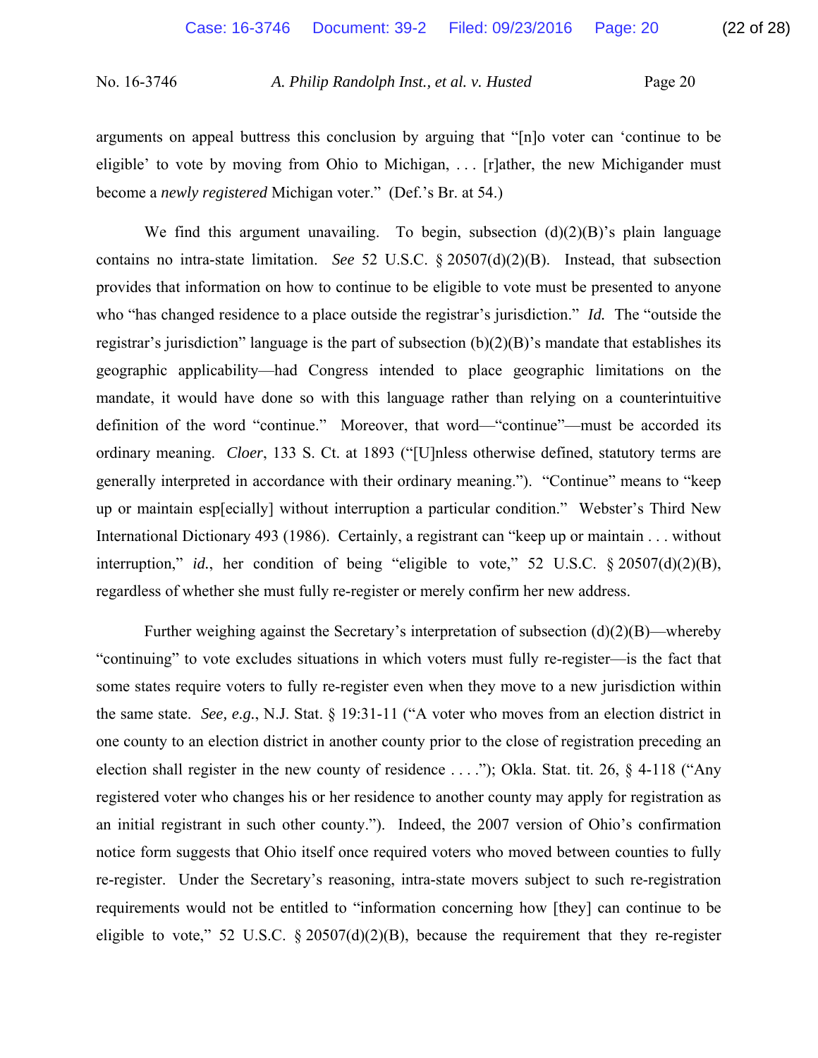arguments on appeal buttress this conclusion by arguing that "[n]o voter can 'continue to be eligible' to vote by moving from Ohio to Michigan, . . . [r]ather, the new Michigander must become a *newly registered* Michigan voter." (Def.'s Br. at 54.)

We find this argument unavailing. To begin, subsection (d)(2)(B)'s plain language contains no intra-state limitation. *See* 52 U.S.C. § 20507(d)(2)(B). Instead, that subsection provides that information on how to continue to be eligible to vote must be presented to anyone who "has changed residence to a place outside the registrar's jurisdiction." *Id.* The "outside the registrar's jurisdiction" language is the part of subsection (b)(2)(B)'s mandate that establishes its geographic applicability—had Congress intended to place geographic limitations on the mandate, it would have done so with this language rather than relying on a counterintuitive definition of the word "continue." Moreover, that word—"continue"—must be accorded its ordinary meaning. *Cloer*, 133 S. Ct. at 1893 ("[U]nless otherwise defined, statutory terms are generally interpreted in accordance with their ordinary meaning."). "Continue" means to "keep up or maintain esp[ecially] without interruption a particular condition." Webster's Third New International Dictionary 493 (1986). Certainly, a registrant can "keep up or maintain . . . without interruption," *id.*, her condition of being "eligible to vote," 52 U.S.C. § 20507(d)(2)(B), regardless of whether she must fully re-register or merely confirm her new address.

Further weighing against the Secretary's interpretation of subsection (d)(2)(B)—whereby "continuing" to vote excludes situations in which voters must fully re-register—is the fact that some states require voters to fully re-register even when they move to a new jurisdiction within the same state. *See, e.g.*, N.J. Stat. § 19:31-11 ("A voter who moves from an election district in one county to an election district in another county prior to the close of registration preceding an election shall register in the new county of residence . . . ."); Okla. Stat. tit. 26, § 4-118 ("Any registered voter who changes his or her residence to another county may apply for registration as an initial registrant in such other county."). Indeed, the 2007 version of Ohio's confirmation notice form suggests that Ohio itself once required voters who moved between counties to fully re-register. Under the Secretary's reasoning, intra-state movers subject to such re-registration requirements would not be entitled to "information concerning how [they] can continue to be eligible to vote," 52 U.S.C. § 20507(d)(2)(B), because the requirement that they re-register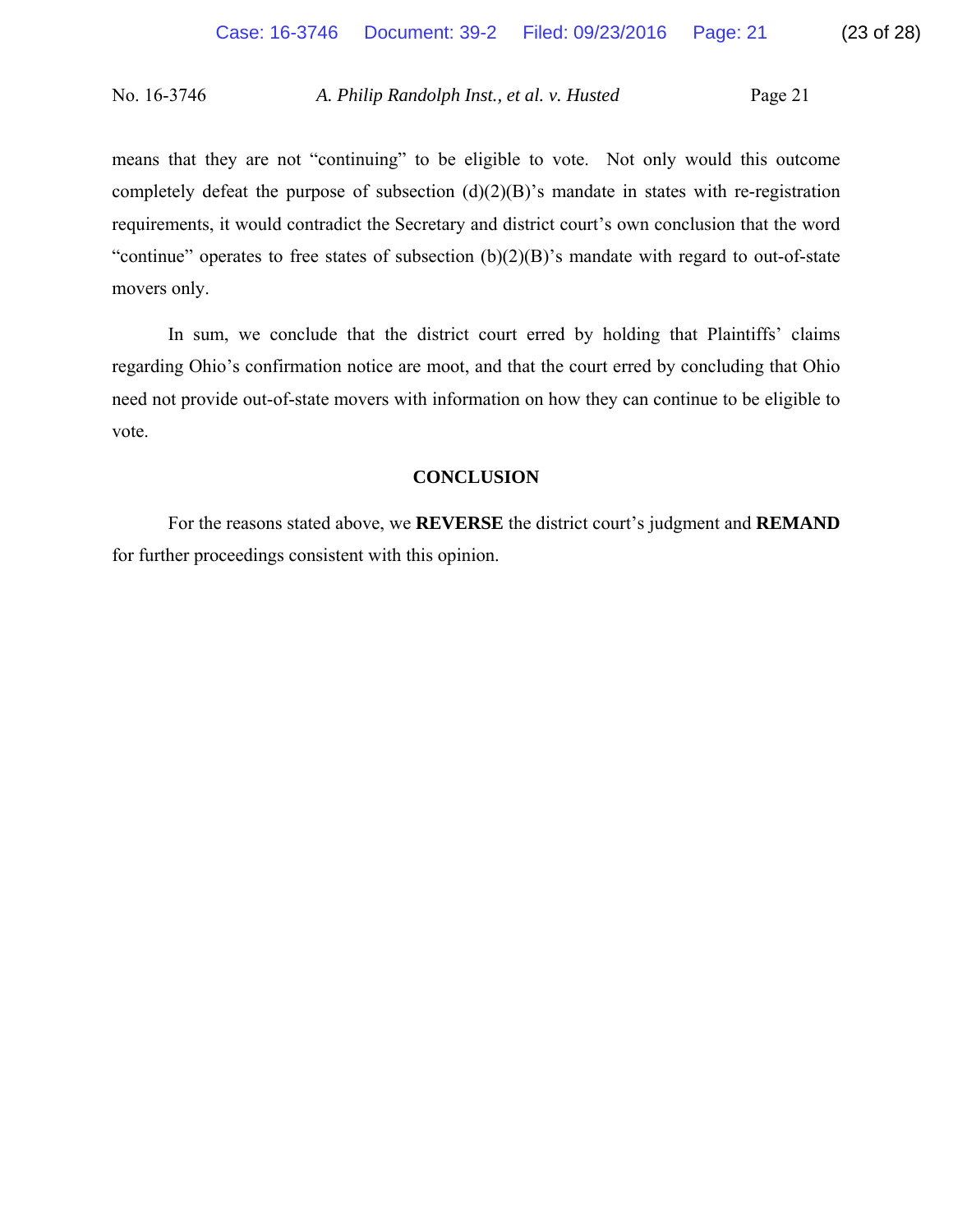means that they are not "continuing" to be eligible to vote. Not only would this outcome completely defeat the purpose of subsection (d)(2)(B)'s mandate in states with re-registration requirements, it would contradict the Secretary and district court's own conclusion that the word "continue" operates to free states of subsection (b)(2)(B)'s mandate with regard to out-of-state movers only.

In sum, we conclude that the district court erred by holding that Plaintiffs' claims regarding Ohio's confirmation notice are moot, and that the court erred by concluding that Ohio need not provide out-of-state movers with information on how they can continue to be eligible to vote.

## CONCLUSION

For the reasons stated above, we **REVERSE** the district court's judgment and **REMAND** for further proceedings consistent with this opinion.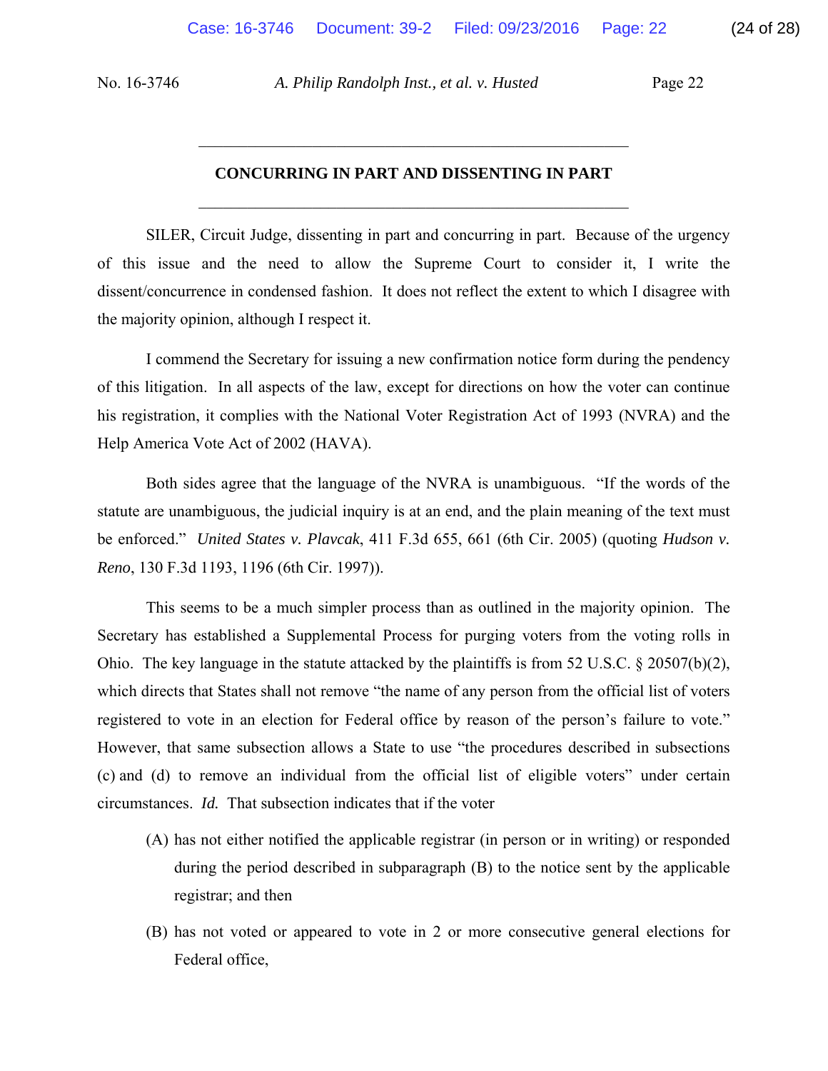## CONCURRING IN PART AND DISSENTING IN PART

SILER, Circuit Judge, dissenting in part and concurring in part. Because of the urgency of this issue and the need to allow the Supreme Court to consider it, I write the dissent/concurrence in condensed fashion. It does not reflect the extent to which I disagree with the majority opinion, although I respect it.

I commend the Secretary for issuing a new confirmation notice form during the pendency of this litigation. In all aspects of the law, except for directions on how the voter can continue his registration, it complies with the National Voter Registration Act of 1993 (NVRA) and the Help America Vote Act of 2002 (HAVA).

Both sides agree that the language of the NVRA is unambiguous. "If the words of the statute are unambiguous, the judicial inquiry is at an end, and the plain meaning of the text must be enforced." *United States v. Plavcak*, 411 F.3d 655, 661 (6th Cir. 2005) (quoting *Hudson v. Reno*, 130 F.3d 1193, 1196 (6th Cir. 1997)).

This seems to be a much simpler process than as outlined in the majority opinion. The Secretary has established a Supplemental Process for purging voters from the voting rolls in Ohio. The key language in the statute attacked by the plaintiffs is from 52 U.S.C. § 20507(b)(2), which directs that States shall not remove "the name of any person from the official list of voters registered to vote in an election for Federal office by reason of the person's failure to vote." However, that same subsection allows a State to use "the procedures described in subsections (c) and (d) to remove an individual from the official list of eligible voters" under certain circumstances. *Id.* That subsection indicates that if the voter

> (A) has not either notified the applicable registrar (in person or in writing) or responded during the period described in subparagraph (B) to the notice sent by the applicable registrar; and then
>
> (B) has not voted or appeared to vote in 2 or more consecutive general elections for Federal office,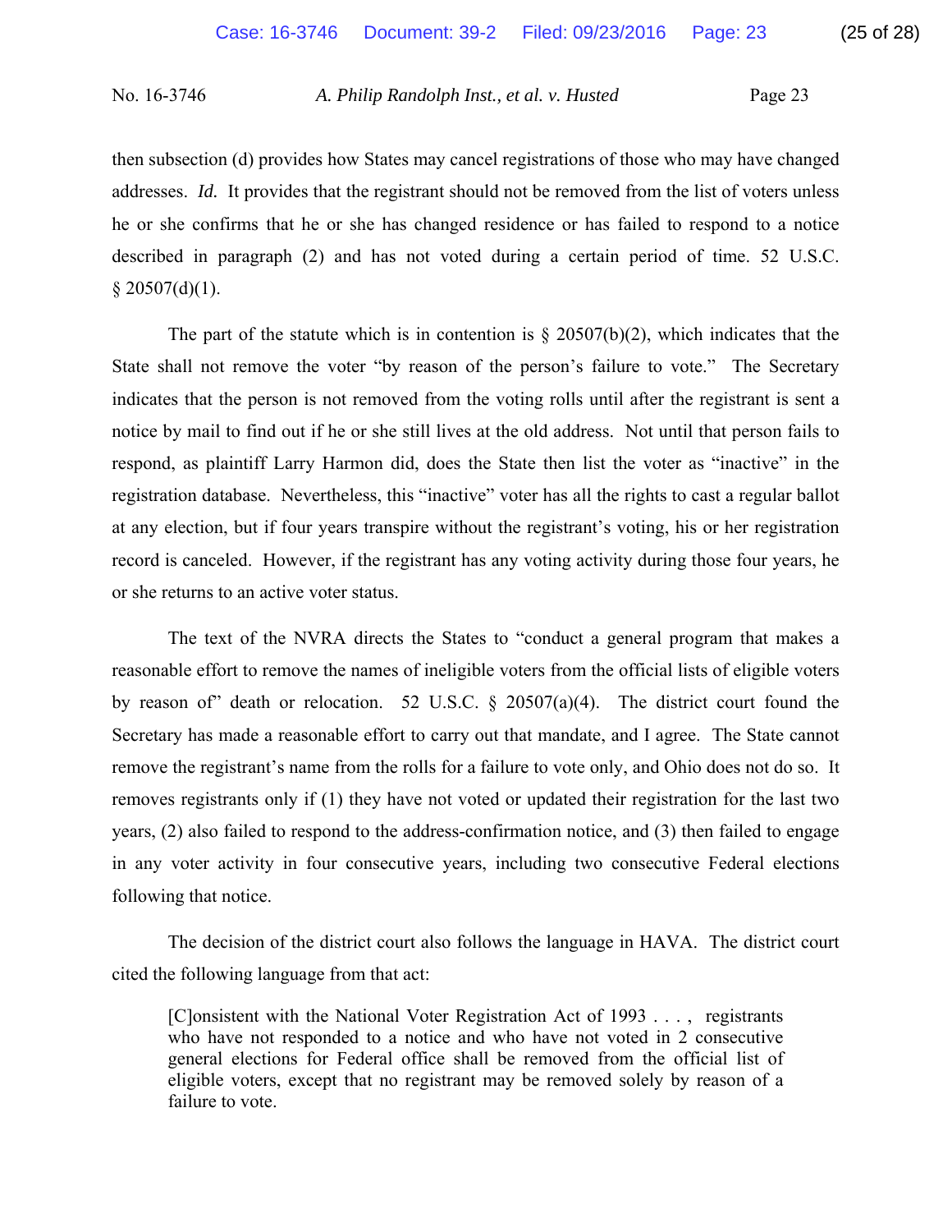then subsection (d) provides how States may cancel registrations of those who may have changed addresses. *Id.* It provides that the registrant should not be removed from the list of voters unless he or she confirms that he or she has changed residence or has failed to respond to a notice described in paragraph (2) and has not voted during a certain period of time. 52 U.S.C. § 20507(d)(1).

The part of the statute which is in contention is § 20507(b)(2), which indicates that the State shall not remove the voter "by reason of the person's failure to vote." The Secretary indicates that the person is not removed from the voting rolls until after the registrant is sent a notice by mail to find out if he or she still lives at the old address. Not until that person fails to respond, as plaintiff Larry Harmon did, does the State then list the voter as "inactive" in the registration database. Nevertheless, this "inactive" voter has all the rights to cast a regular ballot at any election, but if four years transpire without the registrant's voting, his or her registration record is canceled. However, if the registrant has any voting activity during those four years, he or she returns to an active voter status.

The text of the NVRA directs the States to "conduct a general program that makes a reasonable effort to remove the names of ineligible voters from the official lists of eligible voters by reason of" death or relocation. 52 U.S.C. § 20507(a)(4). The district court found the Secretary has made a reasonable effort to carry out that mandate, and I agree. The State cannot remove the registrant's name from the rolls for a failure to vote only, and Ohio does not do so. It removes registrants only if (1) they have not voted or updated their registration for the last two years, (2) also failed to respond to the address-confirmation notice, and (3) then failed to engage in any voter activity in four consecutive years, including two consecutive Federal elections following that notice.

The decision of the district court also follows the language in HAVA. The district court cited the following language from that act:

> [C]onsistent with the National Voter Registration Act of 1993 . . . , registrants who have not responded to a notice and who have not voted in 2 consecutive general elections for Federal office shall be removed from the official list of eligible voters, except that no registrant may be removed solely by reason of a failure to vote.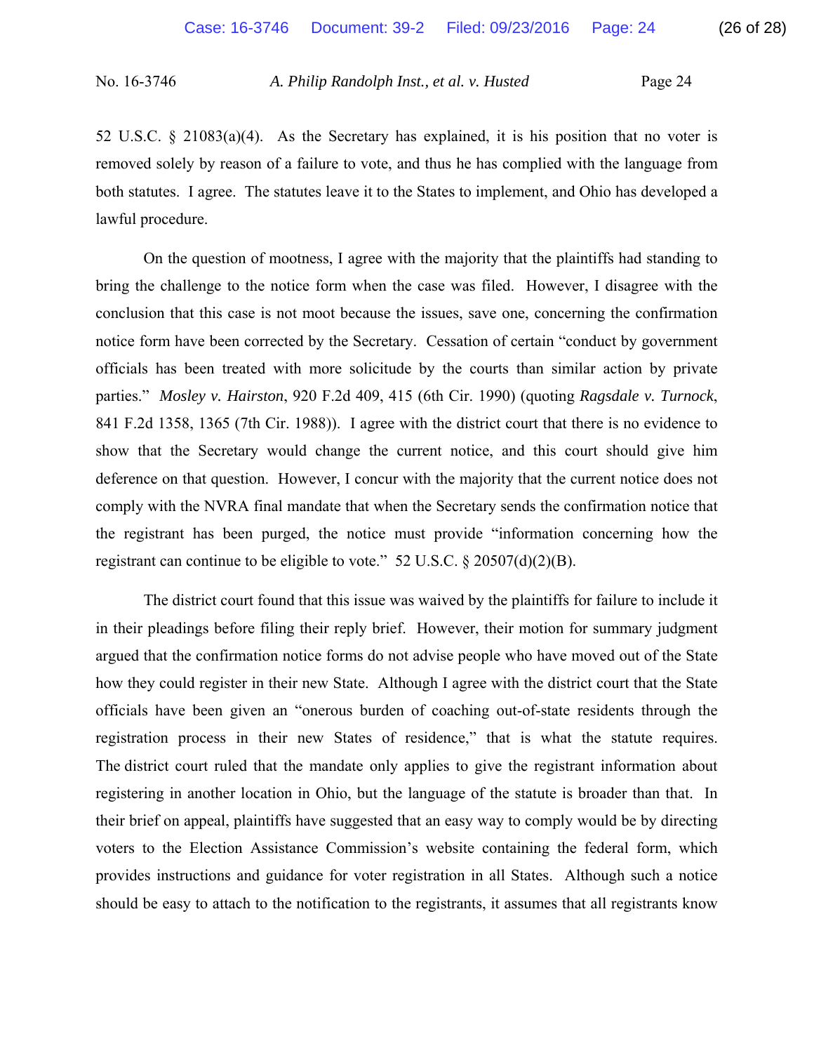52 U.S.C. § 21083(a)(4). As the Secretary has explained, it is his position that no voter is removed solely by reason of a failure to vote, and thus he has complied with the language from both statutes. I agree. The statutes leave it to the States to implement, and Ohio has developed a lawful procedure.

On the question of mootness, I agree with the majority that the plaintiffs had standing to bring the challenge to the notice form when the case was filed. However, I disagree with the conclusion that this case is not moot because the issues, save one, concerning the confirmation notice form have been corrected by the Secretary. Cessation of certain "conduct by government officials has been treated with more solicitude by the courts than similar action by private parties." *Mosley v. Hairston*, 920 F.2d 409, 415 (6th Cir. 1990) (quoting *Ragsdale v. Turnock*, 841 F.2d 1358, 1365 (7th Cir. 1988)). I agree with the district court that there is no evidence to show that the Secretary would change the current notice, and this court should give him deference on that question. However, I concur with the majority that the current notice does not comply with the NVRA final mandate that when the Secretary sends the confirmation notice that the registrant has been purged, the notice must provide "information concerning how the registrant can continue to be eligible to vote." 52 U.S.C. § 20507(d)(2)(B).

The district court found that this issue was waived by the plaintiffs for failure to include it in their pleadings before filing their reply brief. However, their motion for summary judgment argued that the confirmation notice forms do not advise people who have moved out of the State how they could register in their new State. Although I agree with the district court that the State officials have been given an "onerous burden of coaching out-of-state residents through the registration process in their new States of residence," that is what the statute requires. The district court ruled that the mandate only applies to give the registrant information about registering in another location in Ohio, but the language of the statute is broader than that. In their brief on appeal, plaintiffs have suggested that an easy way to comply would be by directing voters to the Election Assistance Commission's website containing the federal form, which provides instructions and guidance for voter registration in all States. Although such a notice should be easy to attach to the notification to the registrants, it assumes that all registrants know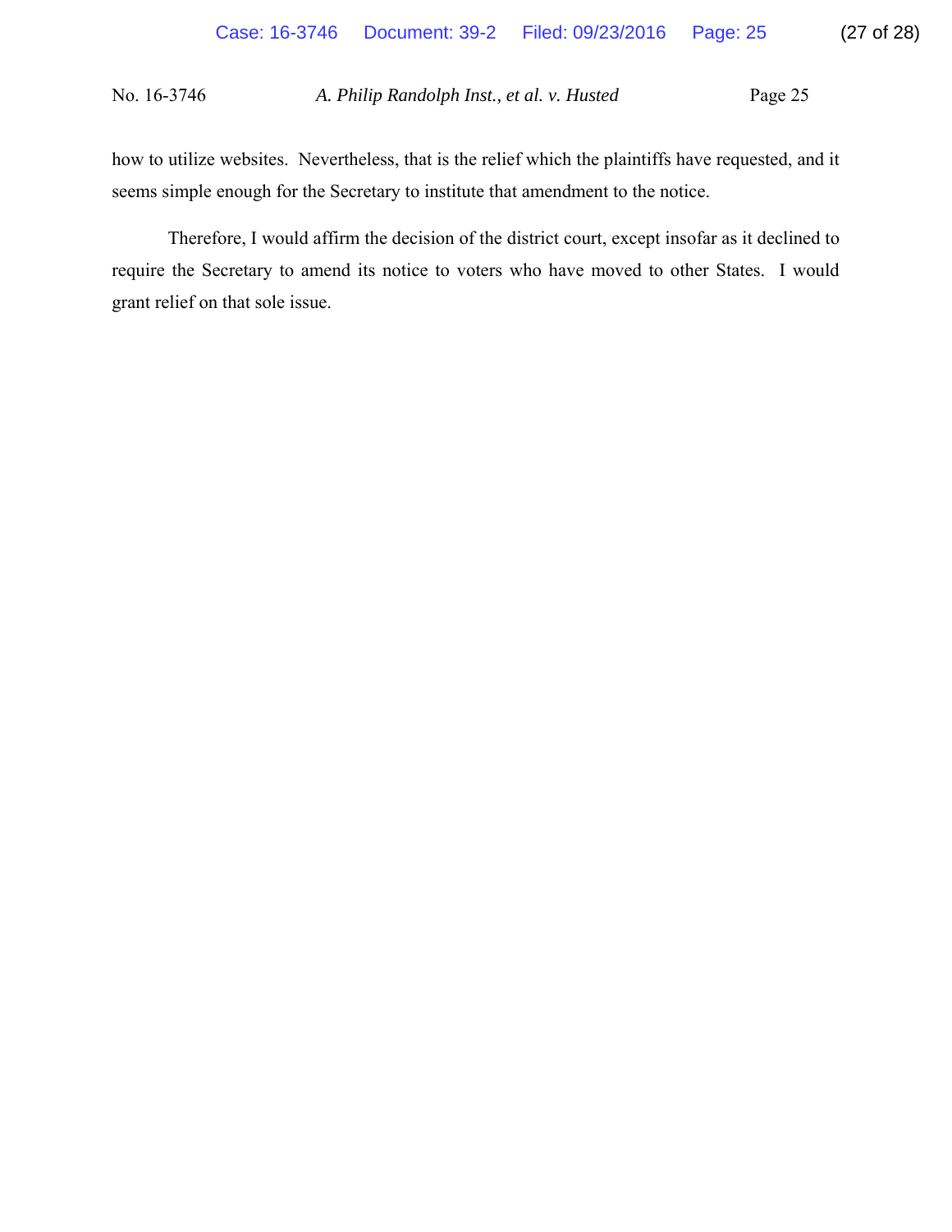how to utilize websites. Nevertheless, that is the relief which the plaintiffs have requested, and it seems simple enough for the Secretary to institute that amendment to the notice.

Therefore, I would affirm the decision of the district court, except insofar as it declined to require the Secretary to amend its notice to voters who have moved to other States. I would grant relief on that sole issue.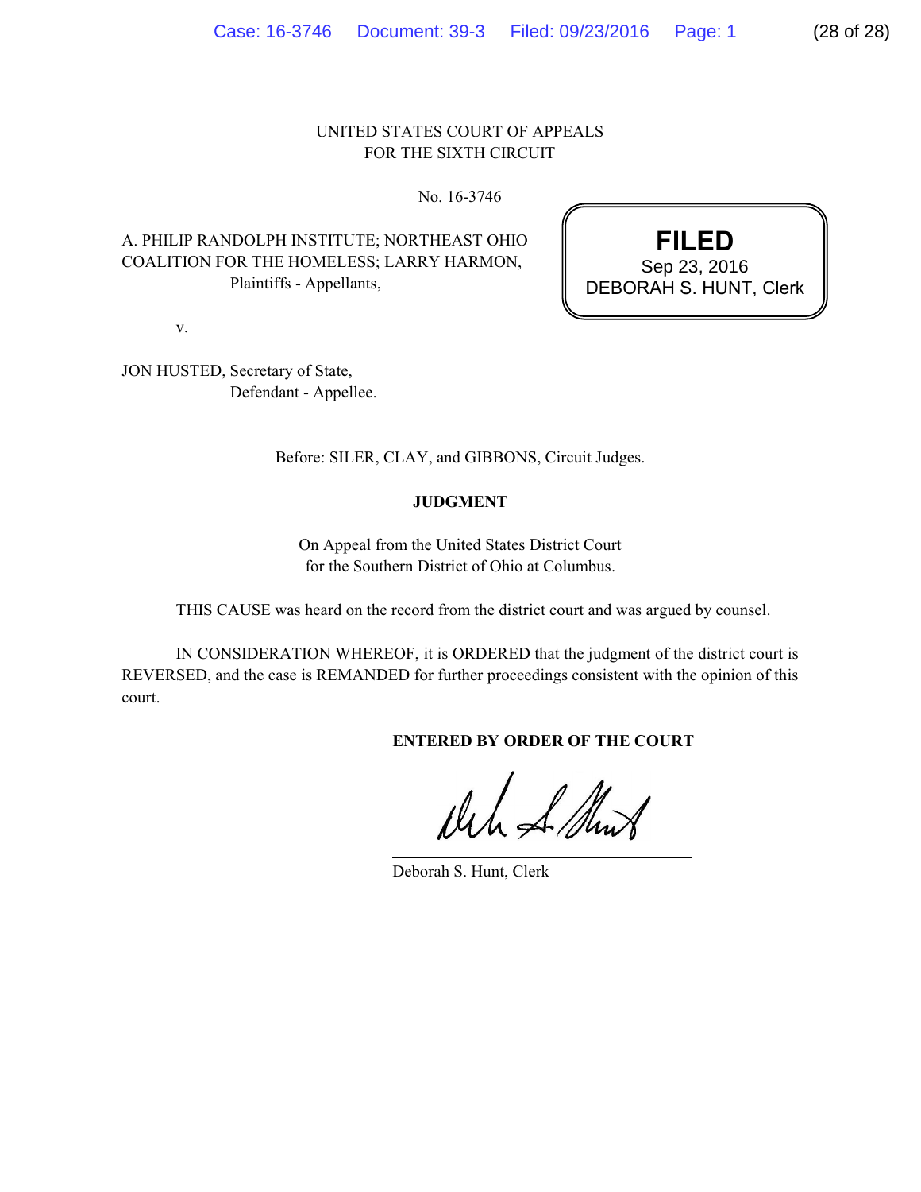UNITED STATES COURT OF APPEALS
FOR THE SIXTH CIRCUIT

No. 16-3746

A. PHILIP RANDOLPH INSTITUTE; NORTHEAST OHIO COALITION FOR THE HOMELESS; LARRY HARMON,
Plaintiffs - Appellants,

**FILED**
Sep 23, 2016
DEBORAH S. HUNT, Clerk

v.

JON HUSTED, Secretary of State,
Defendant - Appellee.

Before: SILER, CLAY, and GIBBONS, Circuit Judges.

**JUDGMENT**

On Appeal from the United States District Court
for the Southern District of Ohio at Columbus.

THIS CAUSE was heard on the record from the district court and was argued by counsel.

IN CONSIDERATION WHEREOF, it is ORDERED that the judgment of the district court is REVERSED, and the case is REMANDED for further proceedings consistent with the opinion of this court.

**ENTERED BY ORDER OF THE COURT**

Deborah S. Hunt, Clerk